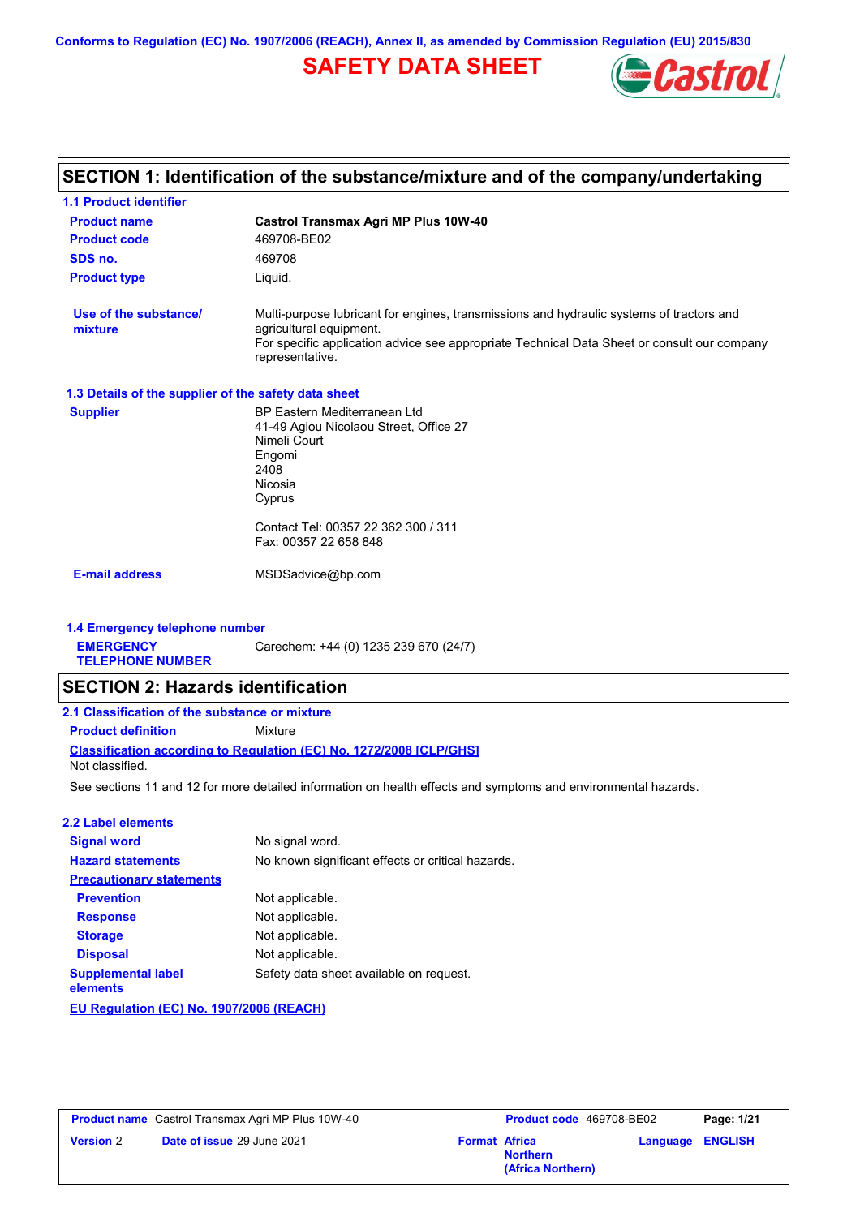Conforms to Regulation (EC) No. 1907/2006 (REACH), Annex II, as amended by Commission Regulation (EU) 2015/830

# SAFETY DATA SHEET

## SECTION 1: Identification of the substance/mixture and of the company/undertaking

### 1.1 Product identifier

| | |
|---|---|
| **Product name** | **Castrol Transmax Agri MP Plus 10W-40** |
| **Product code** | 469708-BE02 |
| **SDS no.** | 469708 |
| **Product type** | Liquid. |
| **Use of the substance/ mixture** | Multi-purpose lubricant for engines, transmissions and hydraulic systems of tractors and agricultural equipment. For specific application advice see appropriate Technical Data Sheet or consult our company representative. |

### 1.3 Details of the supplier of the safety data sheet

**Supplier**

BP Eastern Mediterranean Ltd
41-49 Agiou Nicolaou Street, Office 27
Nimeli Court
Engomi
2408
Nicosia
Cyprus

Contact Tel: 00357 22 362 300 / 311
Fax: 00357 22 658 848

**E-mail address** MSDSadvice@bp.com

### 1.4 Emergency telephone number

**EMERGENCY TELEPHONE NUMBER** Carechem: +44 (0) 1235 239 670 (24/7)

## SECTION 2: Hazards identification

### 2.1 Classification of the substance or mixture

**Product definition** Mixture

**Classification according to Regulation (EC) No. 1272/2008 [CLP/GHS]**

Not classified.

See sections 11 and 12 for more detailed information on health effects and symptoms and environmental hazards.

### 2.2 Label elements

| | |
|---|---|
| **Signal word** | No signal word. |
| **Hazard statements** | No known significant effects or critical hazards. |
| **Precautionary statements** | |
| **Prevention** | Not applicable. |
| **Response** | Not applicable. |
| **Storage** | Not applicable. |
| **Disposal** | Not applicable. |
| **Supplemental label elements** | Safety data sheet available on request. |

**EU Regulation (EC) No. 1907/2006 (REACH)**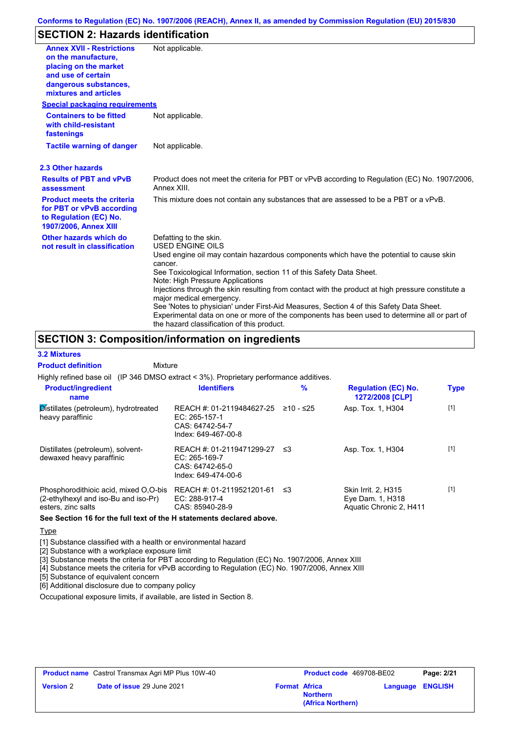## SECTION 2: Hazards identification

| | |
|---|---|
| **Annex XVII - Restrictions on the manufacture, placing on the market and use of certain dangerous substances, mixtures and articles** | Not applicable. |

**Special packaging requirements**

| | |
|---|---|
| **Containers to be fitted with child-resistant fastenings** | Not applicable. |
| **Tactile warning of danger** | Not applicable. |

### 2.3 Other hazards

| | |
|---|---|
| **Results of PBT and vPvB assessment** | Product does not meet the criteria for PBT or vPvB according to Regulation (EC) No. 1907/2006, Annex XIII. |
| **Product meets the criteria for PBT or vPvB according to Regulation (EC) No. 1907/2006, Annex XIII** | This mixture does not contain any substances that are assessed to be a PBT or a vPvB. |
| **Other hazards which do not result in classification** | Defatting to the skin.<br>USED ENGINE OILS<br>Used engine oil may contain hazardous components which have the potential to cause skin cancer.<br>See Toxicological Information, section 11 of this Safety Data Sheet.<br>Note: High Pressure Applications<br>Injections through the skin resulting from contact with the product at high pressure constitute a major medical emergency.<br>See 'Notes to physician' under First-Aid Measures, Section 4 of this Safety Data Sheet.<br>Experimental data on one or more of the components has been used to determine all or part of the hazard classification of this product. |

## SECTION 3: Composition/information on ingredients

### 3.2 Mixtures

**Product definition** Mixture

Highly refined base oil (IP 346 DMSO extract < 3%). Proprietary performance additives.

| Product/ingredient name | Identifiers | % | Regulation (EC) No. 1272/2008 [CLP] | Type |
|---|---|---|---|---|
| Distillates (petroleum), hydrotreated heavy paraffinic | REACH #: 01-2119484627-25<br>EC: 265-157-1<br>CAS: 64742-54-7<br>Index: 649-467-00-8 | ≥10 - ≤25 | Asp. Tox. 1, H304 | [1] |
| Distillates (petroleum), solvent-dewaxed heavy paraffinic | REACH #: 01-2119471299-27<br>EC: 265-169-7<br>CAS: 64742-65-0<br>Index: 649-474-00-6 | ≤3 | Asp. Tox. 1, H304 | [1] |
| Phosphorodithioic acid, mixed O,O-bis (2-ethylhexyl and iso-Bu and iso-Pr) esters, zinc salts | REACH #: 01-2119521201-61<br>EC: 288-917-4<br>CAS: 85940-28-9 | ≤3 | Skin Irrit. 2, H315<br>Eye Dam. 1, H318<br>Aquatic Chronic 2, H411 | [1] |

**See Section 16 for the full text of the H statements declared above.**

Type

[1] Substance classified with a health or environmental hazard
[2] Substance with a workplace exposure limit
[3] Substance meets the criteria for PBT according to Regulation (EC) No. 1907/2006, Annex XIII
[4] Substance meets the criteria for vPvB according to Regulation (EC) No. 1907/2006, Annex XIII
[5] Substance of equivalent concern
[6] Additional disclosure due to company policy

Occupational exposure limits, if available, are listed in Section 8.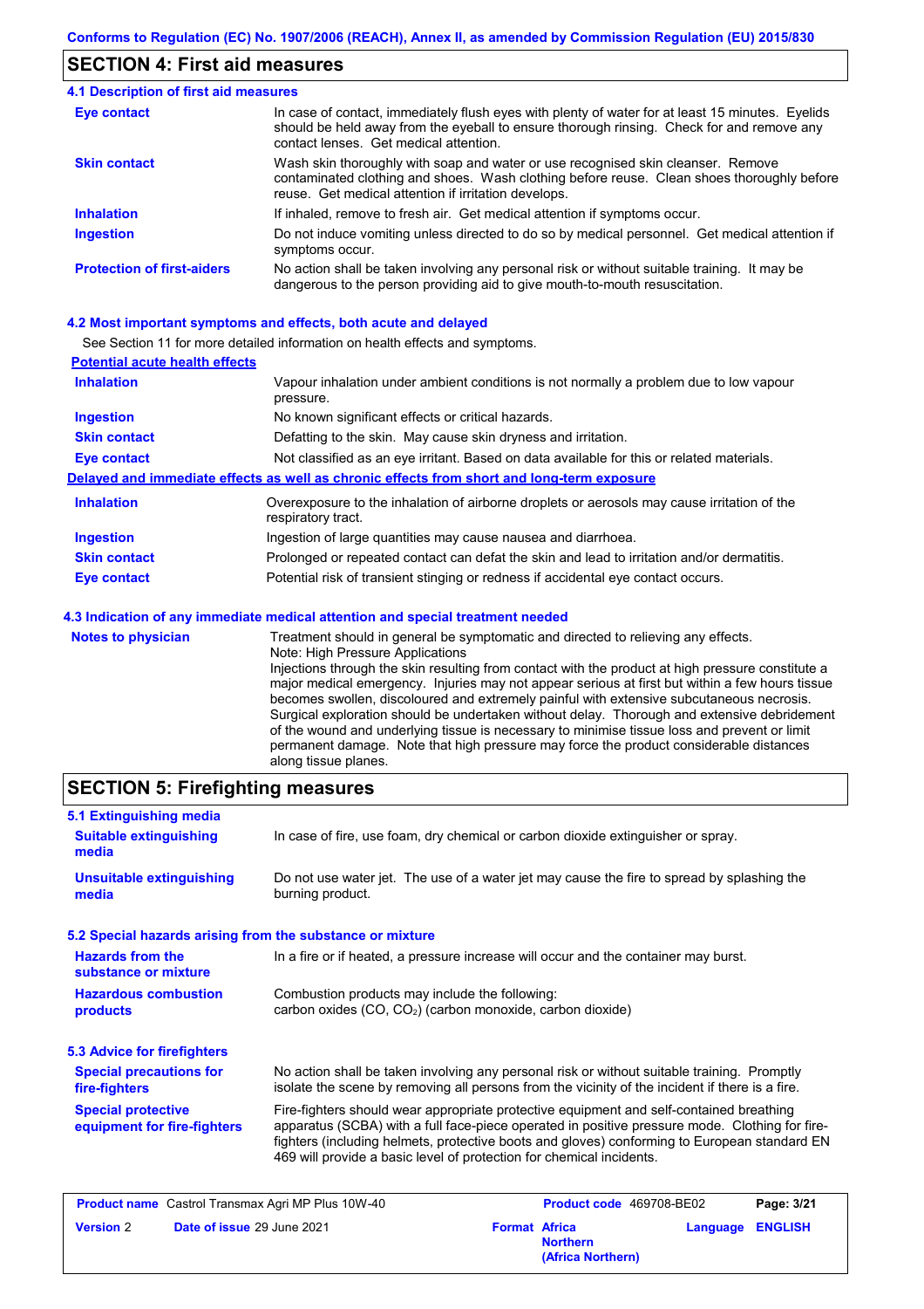## SECTION 4: First aid measures

### 4.1 Description of first aid measures

| | |
|---|---|
| **Eye contact** | In case of contact, immediately flush eyes with plenty of water for at least 15 minutes. Eyelids should be held away from the eyeball to ensure thorough rinsing. Check for and remove any contact lenses. Get medical attention. |
| **Skin contact** | Wash skin thoroughly with soap and water or use recognised skin cleanser. Remove contaminated clothing and shoes. Wash clothing before reuse. Clean shoes thoroughly before reuse. Get medical attention if irritation develops. |
| **Inhalation** | If inhaled, remove to fresh air. Get medical attention if symptoms occur. |
| **Ingestion** | Do not induce vomiting unless directed to do so by medical personnel. Get medical attention if symptoms occur. |
| **Protection of first-aiders** | No action shall be taken involving any personal risk or without suitable training. It may be dangerous to the person providing aid to give mouth-to-mouth resuscitation. |

### 4.2 Most important symptoms and effects, both acute and delayed

See Section 11 for more detailed information on health effects and symptoms.

**Potential acute health effects**

| | |
|---|---|
| **Inhalation** | Vapour inhalation under ambient conditions is not normally a problem due to low vapour pressure. |
| **Ingestion** | No known significant effects or critical hazards. |
| **Skin contact** | Defatting to the skin. May cause skin dryness and irritation. |
| **Eye contact** | Not classified as an eye irritant. Based on data available for this or related materials. |

**Delayed and immediate effects as well as chronic effects from short and long-term exposure**

| | |
|---|---|
| **Inhalation** | Overexposure to the inhalation of airborne droplets or aerosols may cause irritation of the respiratory tract. |
| **Ingestion** | Ingestion of large quantities may cause nausea and diarrhoea. |
| **Skin contact** | Prolonged or repeated contact can defat the skin and lead to irritation and/or dermatitis. |
| **Eye contact** | Potential risk of transient stinging or redness if accidental eye contact occurs. |

### 4.3 Indication of any immediate medical attention and special treatment needed

| | |
|---|---|
| **Notes to physician** | Treatment should in general be symptomatic and directed to relieving any effects. Note: High Pressure Applications Injections through the skin resulting from contact with the product at high pressure constitute a major medical emergency. Injuries may not appear serious at first but within a few hours tissue becomes swollen, discoloured and extremely painful with extensive subcutaneous necrosis. Surgical exploration should be undertaken without delay. Thorough and extensive debridement of the wound and underlying tissue is necessary to minimise tissue loss and prevent or limit permanent damage. Note that high pressure may force the product considerable distances along tissue planes. |

## SECTION 5: Firefighting measures

### 5.1 Extinguishing media

| | |
|---|---|
| **Suitable extinguishing media** | In case of fire, use foam, dry chemical or carbon dioxide extinguisher or spray. |
| **Unsuitable extinguishing media** | Do not use water jet. The use of a water jet may cause the fire to spread by splashing the burning product. |

### 5.2 Special hazards arising from the substance or mixture

| | |
|---|---|
| **Hazards from the substance or mixture** | In a fire or if heated, a pressure increase will occur and the container may burst. |
| **Hazardous combustion products** | Combustion products may include the following: carbon oxides (CO, $CO_2$) (carbon monoxide, carbon dioxide) |

### 5.3 Advice for firefighters

| | |
|---|---|
| **Special precautions for fire-fighters** | No action shall be taken involving any personal risk or without suitable training. Promptly isolate the scene by removing all persons from the vicinity of the incident if there is a fire. |
| **Special protective equipment for fire-fighters** | Fire-fighters should wear appropriate protective equipment and self-contained breathing apparatus (SCBA) with a full face-piece operated in positive pressure mode. Clothing for fire-fighters (including helmets, protective boots and gloves) conforming to European standard EN 469 will provide a basic level of protection for chemical incidents. |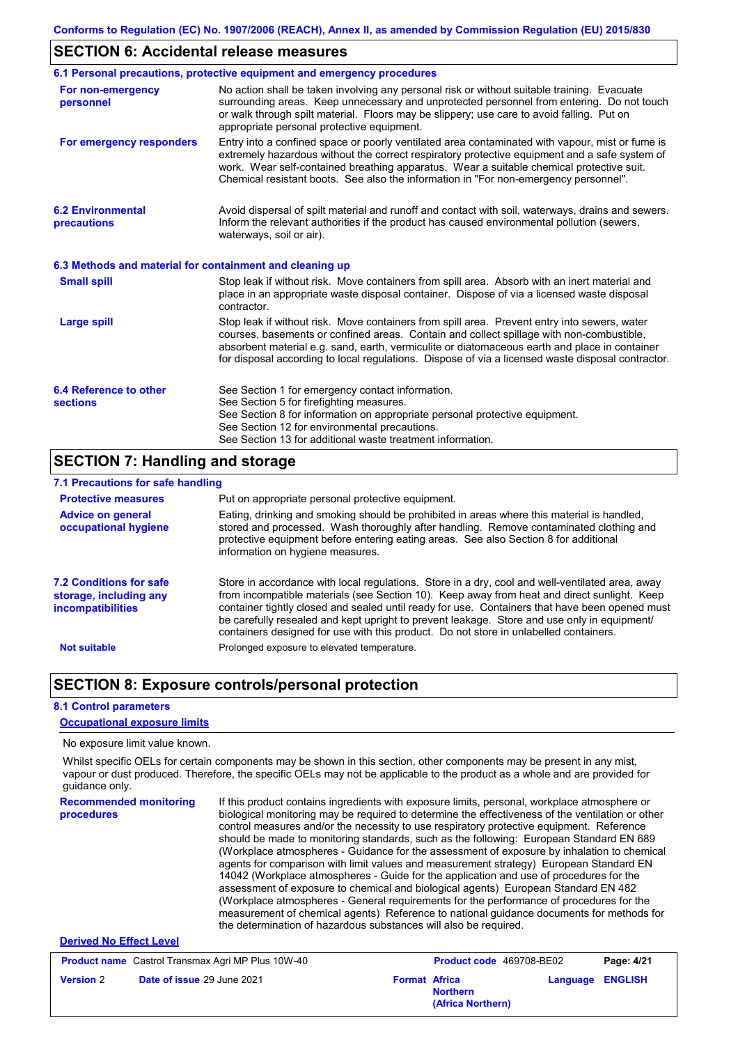## SECTION 6: Accidental release measures

### 6.1 Personal precautions, protective equipment and emergency procedures

**For non-emergency personnel**

No action shall be taken involving any personal risk or without suitable training. Evacuate surrounding areas. Keep unnecessary and unprotected personnel from entering. Do not touch or walk through spilt material. Floors may be slippery; use care to avoid falling. Put on appropriate personal protective equipment.

**For emergency responders**

Entry into a confined space or poorly ventilated area contaminated with vapour, mist or fume is extremely hazardous without the correct respiratory protective equipment and a safe system of work. Wear self-contained breathing apparatus. Wear a suitable chemical protective suit. Chemical resistant boots. See also the information in "For non-emergency personnel".

### 6.2 Environmental precautions

Avoid dispersal of spilt material and runoff and contact with soil, waterways, drains and sewers. Inform the relevant authorities if the product has caused environmental pollution (sewers, waterways, soil or air).

### 6.3 Methods and material for containment and cleaning up

**Small spill**

Stop leak if without risk. Move containers from spill area. Absorb with an inert material and place in an appropriate waste disposal container. Dispose of via a licensed waste disposal contractor.

**Large spill**

Stop leak if without risk. Move containers from spill area. Prevent entry into sewers, water courses, basements or confined areas. Contain and collect spillage with non-combustible, absorbent material e.g. sand, earth, vermiculite or diatomaceous earth and place in container for disposal according to local regulations. Dispose of via a licensed waste disposal contractor.

### 6.4 Reference to other sections

See Section 1 for emergency contact information.
See Section 5 for firefighting measures.
See Section 8 for information on appropriate personal protective equipment.
See Section 12 for environmental precautions.
See Section 13 for additional waste treatment information.

## SECTION 7: Handling and storage

### 7.1 Precautions for safe handling

**Protective measures**

Put on appropriate personal protective equipment.

**Advice on general occupational hygiene**

Eating, drinking and smoking should be prohibited in areas where this material is handled, stored and processed. Wash thoroughly after handling. Remove contaminated clothing and protective equipment before entering eating areas. See also Section 8 for additional information on hygiene measures.

### 7.2 Conditions for safe storage, including any incompatibilities

Store in accordance with local regulations. Store in a dry, cool and well-ventilated area, away from incompatible materials (see Section 10). Keep away from heat and direct sunlight. Keep container tightly closed and sealed until ready for use. Containers that have been opened must be carefully resealed and kept upright to prevent leakage. Store and use only in equipment/ containers designed for use with this product. Do not store in unlabelled containers.

**Not suitable**

Prolonged exposure to elevated temperature.

## SECTION 8: Exposure controls/personal protection

### 8.1 Control parameters

**Occupational exposure limits**

No exposure limit value known.

Whilst specific OELs for certain components may be shown in this section, other components may be present in any mist, vapour or dust produced. Therefore, the specific OELs may not be applicable to the product as a whole and are provided for guidance only.

**Recommended monitoring procedures**

If this product contains ingredients with exposure limits, personal, workplace atmosphere or biological monitoring may be required to determine the effectiveness of the ventilation or other control measures and/or the necessity to use respiratory protective equipment. Reference should be made to monitoring standards, such as the following: European Standard EN 689 (Workplace atmospheres - Guidance for the assessment of exposure by inhalation to chemical agents for comparison with limit values and measurement strategy) European Standard EN 14042 (Workplace atmospheres - Guide for the application and use of procedures for the assessment of exposure to chemical and biological agents) European Standard EN 482 (Workplace atmospheres - General requirements for the performance of procedures for the measurement of chemical agents) Reference to national guidance documents for methods for the determination of hazardous substances will also be required.

**Derived No Effect Level**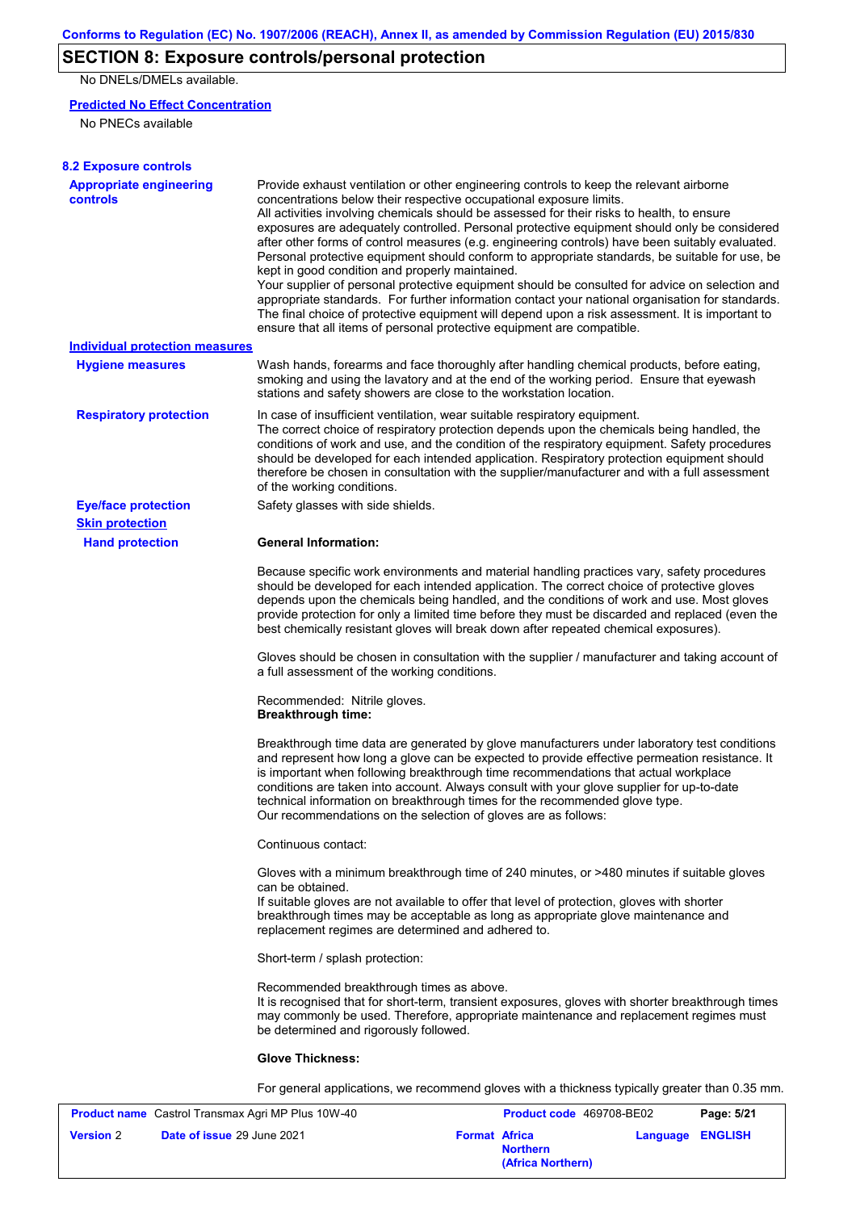# SECTION 8: Exposure controls/personal protection

No DNELs/DMELs available.

**Predicted No Effect Concentration**

No PNECs available

### 8.2 Exposure controls

**Appropriate engineering controls**

Provide exhaust ventilation or other engineering controls to keep the relevant airborne concentrations below their respective occupational exposure limits.
All activities involving chemicals should be assessed for their risks to health, to ensure exposures are adequately controlled. Personal protective equipment should only be considered after other forms of control measures (e.g. engineering controls) have been suitably evaluated. Personal protective equipment should conform to appropriate standards, be suitable for use, be kept in good condition and properly maintained.
Your supplier of personal protective equipment should be consulted for advice on selection and appropriate standards. For further information contact your national organisation for standards. The final choice of protective equipment will depend upon a risk assessment. It is important to ensure that all items of personal protective equipment are compatible.

**Individual protection measures**

**Hygiene measures**

Wash hands, forearms and face thoroughly after handling chemical products, before eating, smoking and using the lavatory and at the end of the working period. Ensure that eyewash stations and safety showers are close to the workstation location.

**Respiratory protection**

In case of insufficient ventilation, wear suitable respiratory equipment.
The correct choice of respiratory protection depends upon the chemicals being handled, the conditions of work and use, and the condition of the respiratory equipment. Safety procedures should be developed for each intended application. Respiratory protection equipment should therefore be chosen in consultation with the supplier/manufacturer and with a full assessment of the working conditions.

**Eye/face protection**

Safety glasses with side shields.

**Skin protection**

**Hand protection**

**General Information:**

Because specific work environments and material handling practices vary, safety procedures should be developed for each intended application. The correct choice of protective gloves depends upon the chemicals being handled, and the conditions of work and use. Most gloves provide protection for only a limited time before they must be discarded and replaced (even the best chemically resistant gloves will break down after repeated chemical exposures).

Gloves should be chosen in consultation with the supplier / manufacturer and taking account of a full assessment of the working conditions.

Recommended: Nitrile gloves.
**Breakthrough time:**

Breakthrough time data are generated by glove manufacturers under laboratory test conditions and represent how long a glove can be expected to provide effective permeation resistance. It is important when following breakthrough time recommendations that actual workplace conditions are taken into account. Always consult with your glove supplier for up-to-date technical information on breakthrough times for the recommended glove type.
Our recommendations on the selection of gloves are as follows:

Continuous contact:

Gloves with a minimum breakthrough time of 240 minutes, or >480 minutes if suitable gloves can be obtained.
If suitable gloves are not available to offer that level of protection, gloves with shorter breakthrough times may be acceptable as long as appropriate glove maintenance and replacement regimes are determined and adhered to.

Short-term / splash protection:

Recommended breakthrough times as above.
It is recognised that for short-term, transient exposures, gloves with shorter breakthrough times may commonly be used. Therefore, appropriate maintenance and replacement regimes must be determined and rigorously followed.

**Glove Thickness:**

For general applications, we recommend gloves with a thickness typically greater than 0.35 mm.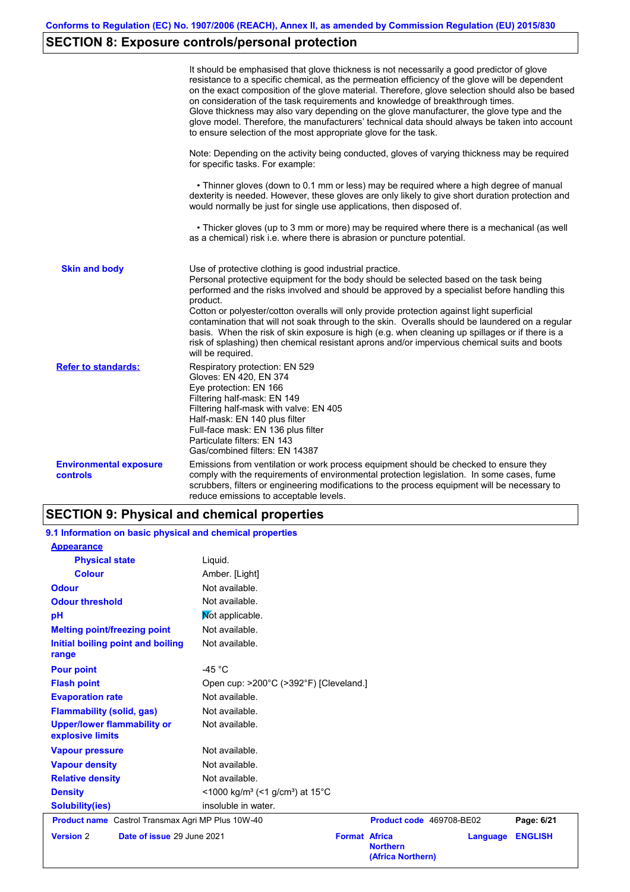## SECTION 8: Exposure controls/personal protection

| | |
|---|---|
| | It should be emphasised that glove thickness is not necessarily a good predictor of glove resistance to a specific chemical, as the permeation efficiency of the glove will be dependent on the exact composition of the glove material. Therefore, glove selection should also be based on consideration of the task requirements and knowledge of breakthrough times.<br>Glove thickness may also vary depending on the glove manufacturer, the glove type and the glove model. Therefore, the manufacturers' technical data should always be taken into account to ensure selection of the most appropriate glove for the task.<br><br>Note: Depending on the activity being conducted, gloves of varying thickness may be required for specific tasks. For example:<br><br>• Thinner gloves (down to 0.1 mm or less) may be required where a high degree of manual dexterity is needed. However, these gloves are only likely to give short duration protection and would normally be just for single use applications, then disposed of.<br><br>• Thicker gloves (up to 3 mm or more) may be required where there is a mechanical (as well as a chemical) risk i.e. where there is abrasion or puncture potential. |
| **Skin and body** | Use of protective clothing is good industrial practice.<br>Personal protective equipment for the body should be selected based on the task being performed and the risks involved and should be approved by a specialist before handling this product.<br>Cotton or polyester/cotton overalls will only provide protection against light superficial contamination that will not soak through to the skin. Overalls should be laundered on a regular basis. When the risk of skin exposure is high (e.g. when cleaning up spillages or if there is a risk of splashing) then chemical resistant aprons and/or impervious chemical suits and boots will be required. |
| **Refer to standards:** | Respiratory protection: EN 529<br>Gloves: EN 420, EN 374<br>Eye protection: EN 166<br>Filtering half-mask: EN 149<br>Filtering half-mask with valve: EN 405<br>Half-mask: EN 140 plus filter<br>Full-face mask: EN 136 plus filter<br>Particulate filters: EN 143<br>Gas/combined filters: EN 14387 |
| **Environmental exposure controls** | Emissions from ventilation or work process equipment should be checked to ensure they comply with the requirements of environmental protection legislation. In some cases, fume scrubbers, filters or engineering modifications to the process equipment will be necessary to reduce emissions to acceptable levels. |

## SECTION 9: Physical and chemical properties

### 9.1 Information on basic physical and chemical properties

| | |
|---|---|
| **Appearance** | |
| **Physical state** | Liquid. |
| **Colour** | Amber. [Light] |
| **Odour** | Not available. |
| **Odour threshold** | Not available. |
| **pH** | Not applicable. |
| **Melting point/freezing point** | Not available. |
| **Initial boiling point and boiling range** | Not available. |
| **Pour point** | -45 °C |
| **Flash point** | Open cup: >200°C (>392°F) [Cleveland.] |
| **Evaporation rate** | Not available. |
| **Flammability (solid, gas)** | Not available. |
| **Upper/lower flammability or explosive limits** | Not available. |
| **Vapour pressure** | Not available. |
| **Vapour density** | Not available. |
| **Relative density** | Not available. |
| **Density** | <1000 kg/m³ (<1 g/cm³) at 15°C |
| **Solubility(ies)** | insoluble in water. |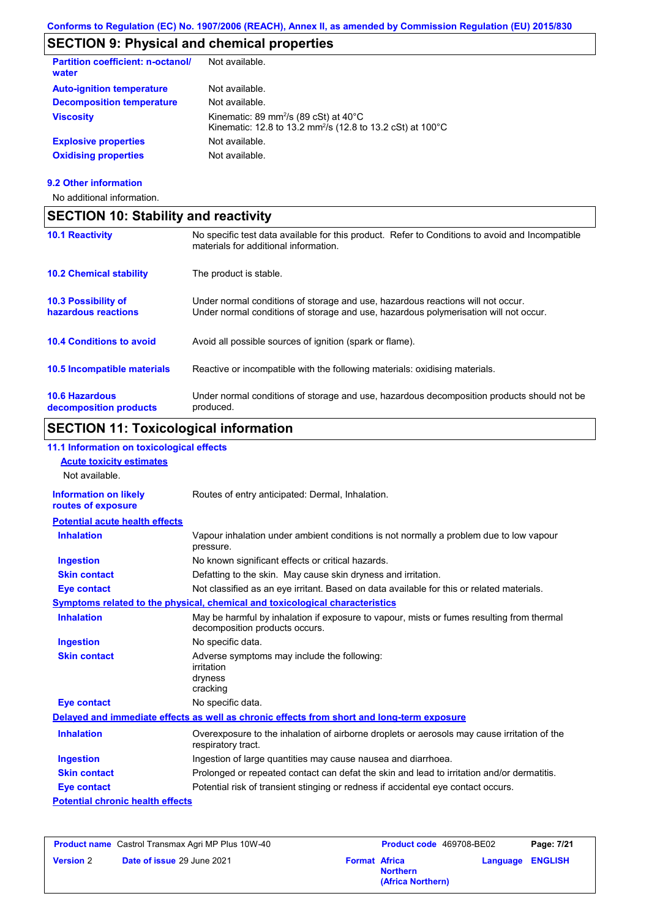## SECTION 9: Physical and chemical properties

| | |
|---|---|
| **Partition coefficient: n-octanol/ water** | Not available. |
| **Auto-ignition temperature** | Not available. |
| **Decomposition temperature** | Not available. |
| **Viscosity** | Kinematic: 89 $mm^2/s$ (89 cSt) at 40°C<br>Kinematic: 12.8 to 13.2 $mm^2/s$ (12.8 to 13.2 cSt) at 100°C |
| **Explosive properties** | Not available. |
| **Oxidising properties** | Not available. |

### 9.2 Other information

No additional information.

## SECTION 10: Stability and reactivity

| | |
|---|---|
| **10.1 Reactivity** | No specific test data available for this product. Refer to Conditions to avoid and Incompatible materials for additional information. |
| **10.2 Chemical stability** | The product is stable. |
| **10.3 Possibility of hazardous reactions** | Under normal conditions of storage and use, hazardous reactions will not occur.<br>Under normal conditions of storage and use, hazardous polymerisation will not occur. |
| **10.4 Conditions to avoid** | Avoid all possible sources of ignition (spark or flame). |
| **10.5 Incompatible materials** | Reactive or incompatible with the following materials: oxidising materials. |
| **10.6 Hazardous decomposition products** | Under normal conditions of storage and use, hazardous decomposition products should not be produced. |

## SECTION 11: Toxicological information

### 11.1 Information on toxicological effects

**Acute toxicity estimates**

Not available.

| | |
|---|---|
| **Information on likely routes of exposure** | Routes of entry anticipated: Dermal, Inhalation. |

**Potential acute health effects**

| | |
|---|---|
| **Inhalation** | Vapour inhalation under ambient conditions is not normally a problem due to low vapour pressure. |
| **Ingestion** | No known significant effects or critical hazards. |
| **Skin contact** | Defatting to the skin. May cause skin dryness and irritation. |
| **Eye contact** | Not classified as an eye irritant. Based on data available for this or related materials. |

**Symptoms related to the physical, chemical and toxicological characteristics**

| | |
|---|---|
| **Inhalation** | May be harmful by inhalation if exposure to vapour, mists or fumes resulting from thermal decomposition products occurs. |
| **Ingestion** | No specific data. |
| **Skin contact** | Adverse symptoms may include the following:<br>irritation<br>dryness<br>cracking |
| **Eye contact** | No specific data. |

**Delayed and immediate effects as well as chronic effects from short and long-term exposure**

| | |
|---|---|
| **Inhalation** | Overexposure to the inhalation of airborne droplets or aerosols may cause irritation of the respiratory tract. |
| **Ingestion** | Ingestion of large quantities may cause nausea and diarrhoea. |
| **Skin contact** | Prolonged or repeated contact can defat the skin and lead to irritation and/or dermatitis. |
| **Eye contact** | Potential risk of transient stinging or redness if accidental eye contact occurs. |

**Potential chronic health effects**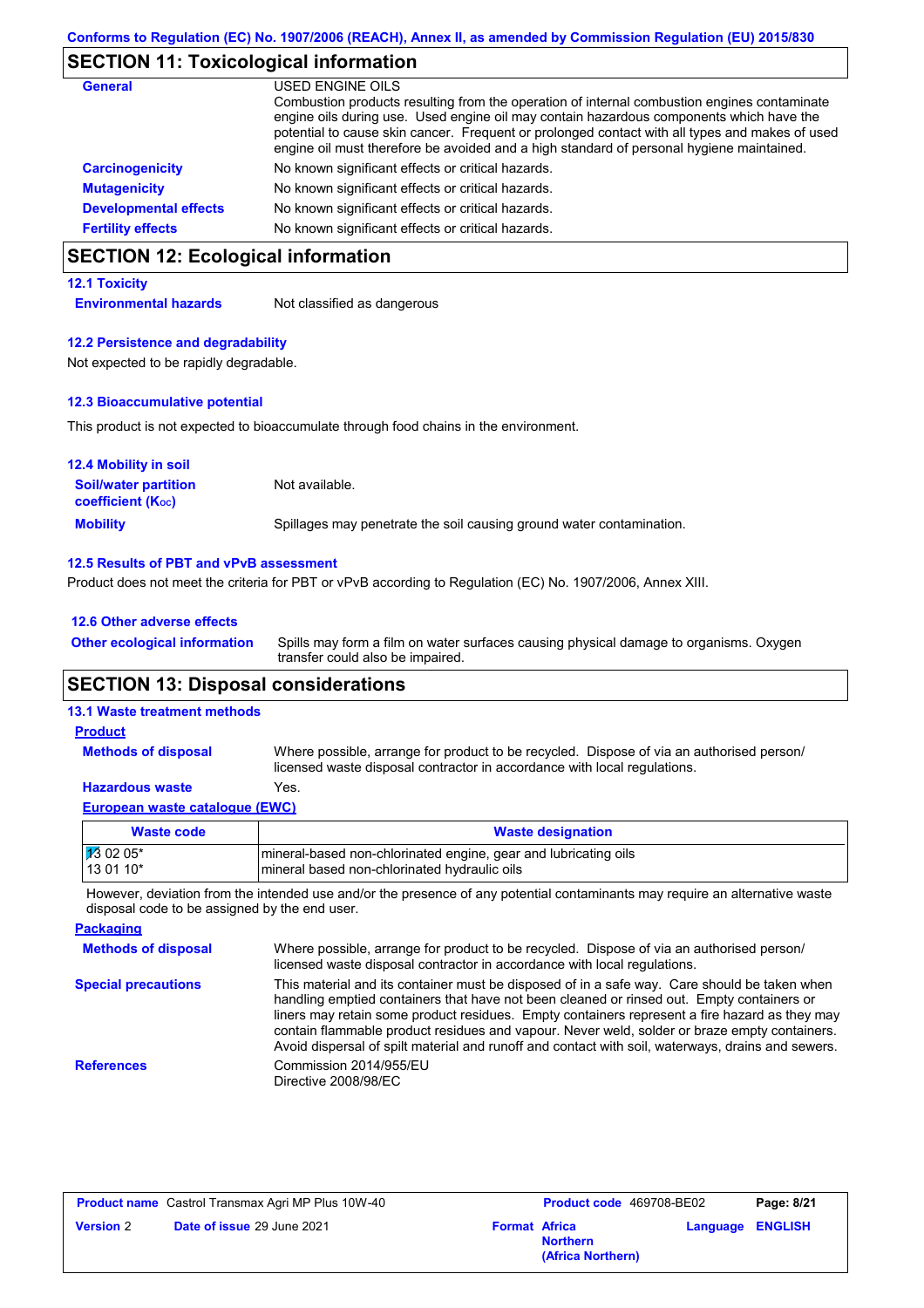Conforms to Regulation (EC) No. 1907/2006 (REACH), Annex II, as amended by Commission Regulation (EU) 2015/830

## SECTION 11: Toxicological information

| | |
|---|---|
| **General** | USED ENGINE OILS<br>Combustion products resulting from the operation of internal combustion engines contaminate engine oils during use. Used engine oil may contain hazardous components which have the potential to cause skin cancer. Frequent or prolonged contact with all types and makes of used engine oil must therefore be avoided and a high standard of personal hygiene maintained. |
| **Carcinogenicity** | No known significant effects or critical hazards. |
| **Mutagenicity** | No known significant effects or critical hazards. |
| **Developmental effects** | No known significant effects or critical hazards. |
| **Fertility effects** | No known significant effects or critical hazards. |

## SECTION 12: Ecological information

### 12.1 Toxicity

**Environmental hazards** Not classified as dangerous

### 12.2 Persistence and degradability

Not expected to be rapidly degradable.

### 12.3 Bioaccumulative potential

This product is not expected to bioaccumulate through food chains in the environment.

### 12.4 Mobility in soil

**Soil/water partition coefficient ($K_{OC}$)** Not available.

**Mobility** Spillages may penetrate the soil causing ground water contamination.

### 12.5 Results of PBT and vPvB assessment

Product does not meet the criteria for PBT or vPvB according to Regulation (EC) No. 1907/2006, Annex XIII.

### 12.6 Other adverse effects

**Other ecological information** Spills may form a film on water surfaces causing physical damage to organisms. Oxygen transfer could also be impaired.

## SECTION 13: Disposal considerations

### 13.1 Waste treatment methods

**Product**

**Methods of disposal** Where possible, arrange for product to be recycled. Dispose of via an authorised person/ licensed waste disposal contractor in accordance with local regulations.

**Hazardous waste** Yes.

**European waste catalogue (EWC)**

| Waste code | Waste designation |
|---|---|
| 13 02 05* | mineral-based non-chlorinated engine, gear and lubricating oils |
| 13 01 10* | mineral based non-chlorinated hydraulic oils |

However, deviation from the intended use and/or the presence of any potential contaminants may require an alternative waste disposal code to be assigned by the end user.

**Packaging**

**Methods of disposal** Where possible, arrange for product to be recycled. Dispose of via an authorised person/ licensed waste disposal contractor in accordance with local regulations.

**Special precautions** This material and its container must be disposed of in a safe way. Care should be taken when handling emptied containers that have not been cleaned or rinsed out. Empty containers or liners may retain some product residues. Empty containers represent a fire hazard as they may contain flammable product residues and vapour. Never weld, solder or braze empty containers. Avoid dispersal of spilt material and runoff and contact with soil, waterways, drains and sewers.

**References** Commission 2014/955/EU
Directive 2008/98/EC

| | | | |
|---|---|---|---|
| **Product name** Castrol Transmax Agri MP Plus 10W-40 | | **Product code** 469708-BE02 | |
| **Version** 2 | **Date of issue** 29 June 2021 | **Format** Africa Northern (Africa Northern) | **Language** ENGLISH |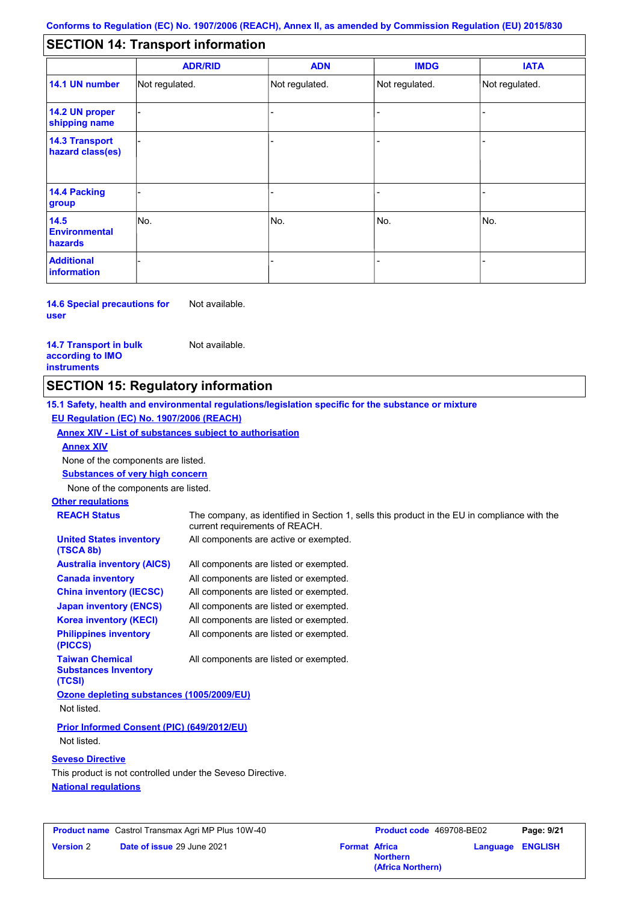Conforms to Regulation (EC) No. 1907/2006 (REACH), Annex II, as amended by Commission Regulation (EU) 2015/830

## SECTION 14: Transport information

| | ADR/RID | ADN | IMDG | IATA |
|---|---|---|---|---|
| **14.1 UN number** | Not regulated. | Not regulated. | Not regulated. | Not regulated. |
| **14.2 UN proper shipping name** | - | - | - | - |
| **14.3 Transport hazard class(es)** | - | - | - | - |
| **14.4 Packing group** | - | - | - | - |
| **14.5 Environmental hazards** | No. | No. | No. | No. |
| **Additional information** | - | - | - | - |

**14.6 Special precautions for user** Not available.

**14.7 Transport in bulk according to IMO instruments** Not available.

## SECTION 15: Regulatory information

**15.1 Safety, health and environmental regulations/legislation specific for the substance or mixture**

**EU Regulation (EC) No. 1907/2006 (REACH)**

**Annex XIV - List of substances subject to authorisation**

**Annex XIV**

None of the components are listed.

**Substances of very high concern**

None of the components are listed.

**Other regulations**

**REACH Status** The company, as identified in Section 1, sells this product in the EU in compliance with the current requirements of REACH.

**United States inventory (TSCA 8b)** All components are active or exempted.

**Australia inventory (AICS)** All components are listed or exempted.

**Canada inventory** All components are listed or exempted.

**China inventory (IECSC)** All components are listed or exempted.

**Japan inventory (ENCS)** All components are listed or exempted.

**Korea inventory (KECI)** All components are listed or exempted.

**Philippines inventory (PICCS)** All components are listed or exempted.

**Taiwan Chemical Substances Inventory (TCSI)** All components are listed or exempted.

**Ozone depleting substances (1005/2009/EU)**

Not listed.

**Prior Informed Consent (PIC) (649/2012/EU)**

Not listed.

**Seveso Directive**

This product is not controlled under the Seveso Directive.

**National regulations**

| **Product name** Castrol Transmax Agri MP Plus 10W-40 | **Product code** 469708-BE02 | **Page: 9/21** |
|---|---|---|
| **Version** 2 **Date of issue** 29 June 2021 | **Format** Africa Northern (Africa Northern) | **Language** ENGLISH |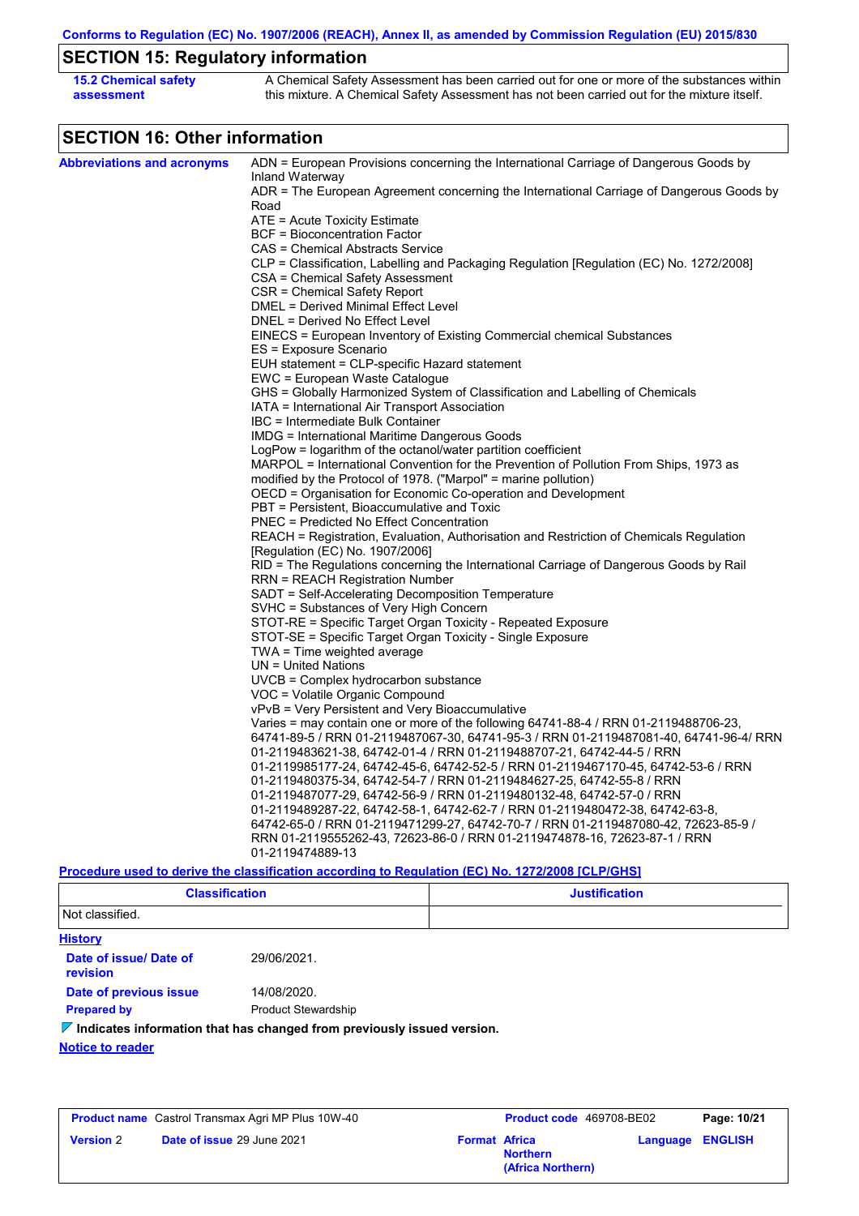## SECTION 15: Regulatory information

**15.2 Chemical safety assessment**

A Chemical Safety Assessment has been carried out for one or more of the substances within this mixture. A Chemical Safety Assessment has not been carried out for the mixture itself.

## SECTION 16: Other information

**Abbreviations and acronyms**

ADN = European Provisions concerning the International Carriage of Dangerous Goods by Inland Waterway
ADR = The European Agreement concerning the International Carriage of Dangerous Goods by Road
ATE = Acute Toxicity Estimate
BCF = Bioconcentration Factor
CAS = Chemical Abstracts Service
CLP = Classification, Labelling and Packaging Regulation [Regulation (EC) No. 1272/2008]
CSA = Chemical Safety Assessment
CSR = Chemical Safety Report
DMEL = Derived Minimal Effect Level
DNEL = Derived No Effect Level
EINECS = European Inventory of Existing Commercial chemical Substances
ES = Exposure Scenario
EUH statement = CLP-specific Hazard statement
EWC = European Waste Catalogue
GHS = Globally Harmonized System of Classification and Labelling of Chemicals
IATA = International Air Transport Association
IBC = Intermediate Bulk Container
IMDG = International Maritime Dangerous Goods
LogPow = logarithm of the octanol/water partition coefficient
MARPOL = International Convention for the Prevention of Pollution From Ships, 1973 as modified by the Protocol of 1978. ("Marpol" = marine pollution)
OECD = Organisation for Economic Co-operation and Development
PBT = Persistent, Bioaccumulative and Toxic
PNEC = Predicted No Effect Concentration
REACH = Registration, Evaluation, Authorisation and Restriction of Chemicals Regulation [Regulation (EC) No. 1907/2006]
RID = The Regulations concerning the International Carriage of Dangerous Goods by Rail
RRN = REACH Registration Number
SADT = Self-Accelerating Decomposition Temperature
SVHC = Substances of Very High Concern
STOT-RE = Specific Target Organ Toxicity - Repeated Exposure
STOT-SE = Specific Target Organ Toxicity - Single Exposure
TWA = Time weighted average
UN = United Nations
UVCB = Complex hydrocarbon substance
VOC = Volatile Organic Compound
vPvB = Very Persistent and Very Bioaccumulative
Varies = may contain one or more of the following 64741-88-4 / RRN 01-2119488706-23, 64741-89-5 / RRN 01-2119487067-30, 64741-95-3 / RRN 01-2119487081-40, 64741-96-4/ RRN 01-2119483621-38, 64742-01-4 / RRN 01-2119488707-21, 64742-44-5 / RRN 01-2119985177-24, 64742-45-6, 64742-52-5 / RRN 01-2119467170-45, 64742-53-6 / RRN 01-2119480375-34, 64742-54-7 / RRN 01-2119484627-25, 64742-55-8 / RRN 01-2119487077-29, 64742-56-9 / RRN 01-2119480132-48, 64742-57-0 / RRN 01-2119489287-22, 64742-58-1, 64742-62-7 / RRN 01-2119480472-38, 64742-63-8, 64742-65-0 / RRN 01-2119471299-27, 64742-70-7 / RRN 01-2119487080-42, 72623-85-9 / RRN 01-2119555262-43, 72623-86-0 / RRN 01-2119474878-16, 72623-87-1 / RRN 01-2119474889-13

**Procedure used to derive the classification according to Regulation (EC) No. 1272/2008 [CLP/GHS]**

| Classification | Justification |
|---|---|
| Not classified. | |

**History**

**Date of issue/ Date of revision**: 29/06/2021.

**Date of previous issue**: 14/08/2020.

**Prepared by**: Product Stewardship

**Indicates information that has changed from previously issued version.**

**Notice to reader**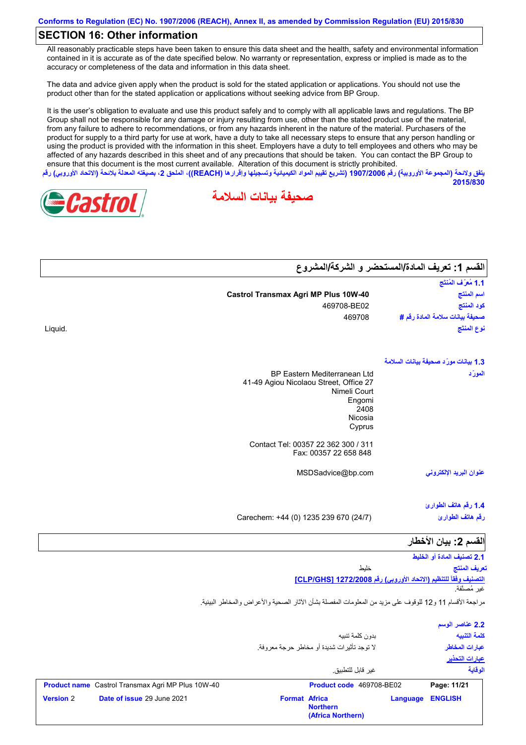Conforms to Regulation (EC) No. 1907/2006 (REACH), Annex II, as amended by Commission Regulation (EU) 2015/830

## SECTION 16: Other information

All reasonably practicable steps have been taken to ensure this data sheet and the health, safety and environmental information contained in it is accurate as of the date specified below. No warranty or representation, express or implied is made as to the accuracy or completeness of the data and information in this data sheet.

The data and advice given apply when the product is sold for the stated application or applications. You should not use the product other than for the stated application or applications without seeking advice from BP Group.

It is the user's obligation to evaluate and use this product safely and to comply with all applicable laws and regulations. The BP Group shall not be responsible for any damage or injury resulting from use, other than the stated product use of the material, from any failure to adhere to recommendations, or from any hazards inherent in the nature of the material. Purchasers of the product for supply to a third party for use at work, have a duty to take all necessary steps to ensure that any person handling or using the product is provided with the information in this sheet. Employers have a duty to tell employees and others who may be affected of any hazards described in this sheet and of any precautions that should be taken. You can contact the BP Group to ensure that this document is the most current available. Alteration of this document is strictly prohibited.

يتفق ولائحة (المجموعة الأوروبية) رقم 1907/2006 (تشريع تقييم المواد الكيميائية وتسجيلها وإقرارها (REACH))، الملحق 2، بصيغته المعدلة بلائحة (الاتحاد الأوروبي) رقم 2015/830

Castrol

# صحيفة بيانات السلامة

## القسم 1: تعريف المادة/المستحضر و الشركة/المشروع

### 1.1 مُعرّف المُنتَج

| | |
|---|---|
| اسم المنتج | Castrol Transmax Agri MP Plus 10W-40 |
| كود المنتج | 469708-BE02 |
| صحيفة بيانات سلامة المادة رقم # | 469708 |
| نوع المنتج | Liquid. |

### 1.3 بيانات مورّد صحيفة بيانات السلامة

المورّد

BP Eastern Mediterranean Ltd
41-49 Agiou Nicolaou Street, Office 27
Nimeli Court
Engomi
2408
Nicosia
Cyprus

Contact Tel: 00357 22 362 300 / 311
Fax: 00357 22 658 848

عنوان البريد الإلكتروني: MSDSadvice@bp.com

### 1.4 رقم هاتف الطوارئ

رقم هاتف الطوارئ: Carechem: +44 (0) 1235 239 670 (24/7)

## القسم 2: بيان الأخطار

### 2.1 تصنيف المادة أو الخليط

تعريف المنتج: خليط

التصنيف وفقاً للتنظيم (الاتحاد الأوروبي) رقم 1272/2008 [CLP/GHS]

غير مُصنّفة.

مراجعة الأقسام 11 و12 للوقوف على مزيد من المعلومات المفصلة بشأن الآثار الصحية والأعراض والمخاطر البيئية.

### 2.2 عناصر الوسم

| | |
|---|---|
| كلمة التنبيه | بدون كلمة تنبيه |
| عبارات المخاطر | لا توجد تأثيرات شديدة أو مخاطر حرجة معروفة. |
| عبارات التحذير | |
| الوقاية | غير قابل للتطبيق. |

| | | | |
|---|---|---|---|
| **Product name** Castrol Transmax Agri MP Plus 10W-40 | | **Product code** 469708-BE02 | |
| **Version** 2 | **Date of issue** 29 June 2021 | **Format** Africa Northern (Africa Northern) | **Language** ENGLISH |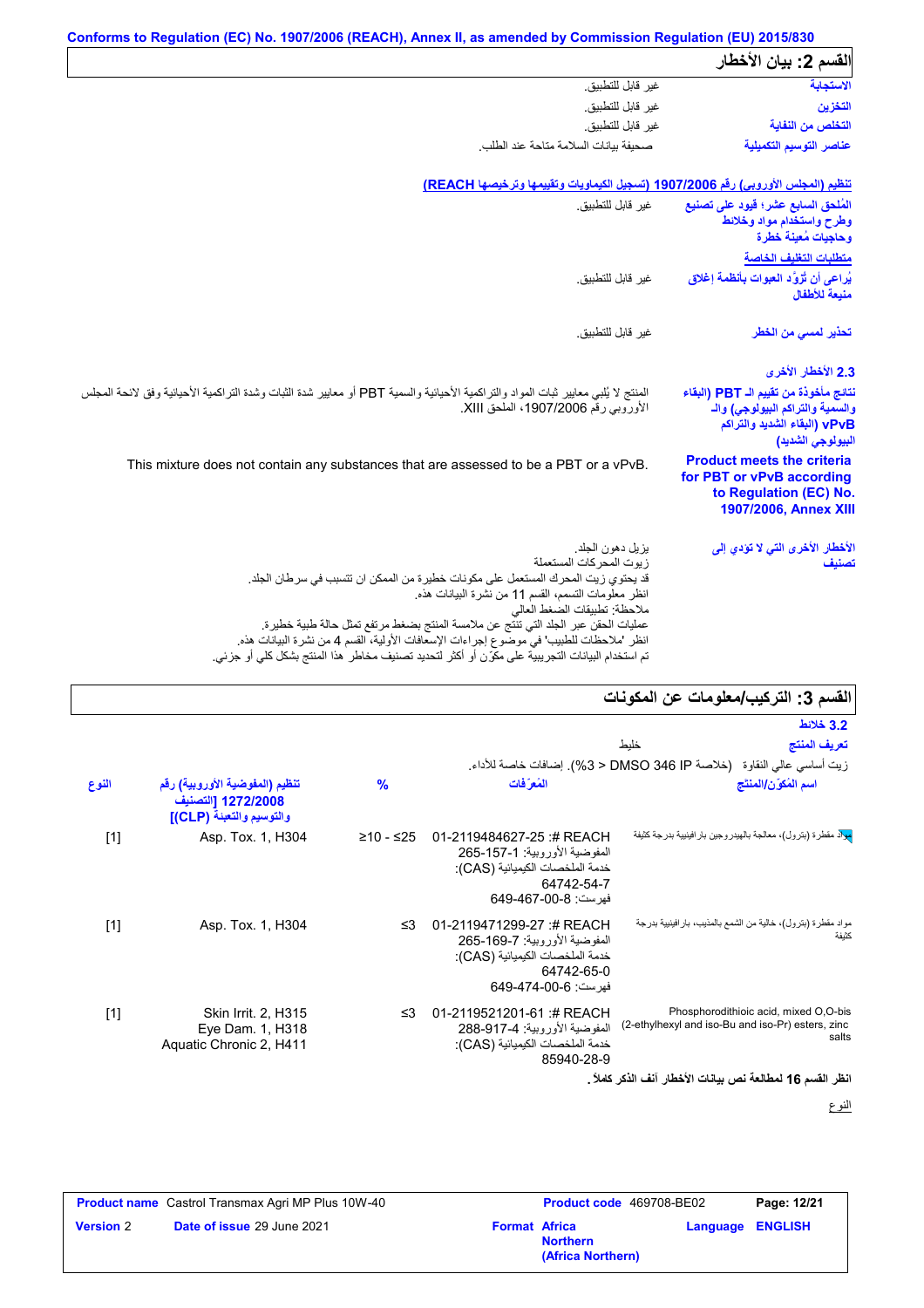Conforms to Regulation (EC) No. 1907/2006 (REACH), Annex II, as amended by Commission Regulation (EU) 2015/830

## القسم 2: بيان الأخطار

**الاستجابة** غير قابل للتطبيق.

**التخزين** غير قابل للتطبيق.

**التخلص من النفاية** غير قابل للتطبيق.

**عناصر التوسيم التكميلية** صحيفة بيانات السلامة متاحة عند الطلب.

**تنظيم (المجلس الأوروبي) رقم 1907/2006 (تسجيل الكيماويات وتقييمها وترخيصها REACH)**

**المُلحق السابع عشر؛ قيود على تصنيع وطرح واستخدام مواد وخلائط وحاجيات مُعينة خطرة** غير قابل للتطبيق.

**متطلبات التغليف الخاصة**

**يُراعى أن تُزوَّد العبوات بأنظمة إغلاق منيعة للأطفال** غير قابل للتطبيق.

**تحذير لمسي من الخطر** غير قابل للتطبيق.

### 2.3 الأخطار الأخرى

**نتائج مأخوذة من تقييم الـ PBT (البقاء والسمية والتراكم البيولوجي) والـ vPvB (البقاء الشديد والتراكم البيولوجي الشديد)** المنتج لا يُلبي معايير ثبات المواد والتراكمية الأحيائية والسمية PBT أو معايير شدة الثبات وشدة التراكمية الأحيائية وفق لائحة المجلس الأوروبي رقم 1907/2006، الملحق XIII.

**Product meets the criteria for PBT or vPvB according to Regulation (EC) No. 1907/2006, Annex XIII** This mixture does not contain any substances that are assessed to be a PBT or a vPvB.

**الأخطار الأخرى التي لا تؤدي إلى تصنيف**
يزيل دهون الجلد.
زيوت المحركات المستعملة
قد يحتوي زيت المحرك المستعمل على مكونات خطيرة من الممكن ان تتسبب في سرطان الجلد.
انظر معلومات التسمم، القسم 11 من نشرة البيانات هذه.
ملاحظة: تطبيقات الضغط العالي
عمليات الحقن عبر الجلد التي تنتج عن ملامسة المنتج بضغط مرتفع تمثل حالة طبية خطيرة.
انظر 'ملاحظات للطبيب' في موضوع إجراءات الإسعافات الأولية، القسم 4 من نشرة البيانات هذه.
تم استخدام البيانات التجريبية على مكوّن أو أكثر لتحديد تصنيف مخاطر هذا المنتج بشكل كلي أو جزئي.

## القسم 3: التركيب/معلومات عن المكونات

### 3.2 خلائط

**تعريف المنتج** خليط

زيت أساسي عالي النقاوة (خلاصة DMSO 346 IP > 3%). إضافات خاصة للأداء.

| اسم المُكوّن/المنتج | المُعرّفات | % | تنظيم (المفوضية الأوروبية) رقم 1272/2008 [التصنيف والتوسيم والتعبئة (CLP)] | النوع |
|---|---|---|---|---|
| مواد مقطرة (بترول)، معالجة بالهيدروجين بارافينية بدرجة كثيفة | REACH #: 01-2119484627-25<br>المفوضية الأوروبية: 265-157-1<br>خدمة الملخصات الكيميائية (CAS): 64742-54-7<br>فهرست: 649-467-00-8 | ≥10 - ≤25 | Asp. Tox. 1, H304 | [1] |
| مواد مقطرة (بترول)، خالية من الشمع بالمذيب، بارافينية بدرجة كثيفة | REACH #: 01-2119471299-27<br>المفوضية الأوروبية: 265-169-7<br>خدمة الملخصات الكيميائية (CAS): 64742-65-0<br>فهرست: 649-474-00-6 | ≤3 | Asp. Tox. 1, H304 | [1] |
| Phosphorodithioic acid, mixed O,O-bis (2-ethylhexyl and iso-Bu and iso-Pr) esters, zinc salts | REACH #: 01-2119521201-61<br>المفوضية الأوروبية: 288-917-4<br>خدمة الملخصات الكيميائية (CAS): 85940-28-9 | ≤3 | Skin Irrit. 2, H315<br>Eye Dam. 1, H318<br>Aquatic Chronic 2, H411 | [1] |

**انظر القسم 16 لمطالعة نص بيانات الأخطار آنف الذكر كاملاً.**

النوع

| **Product name** Castrol Transmax Agri MP Plus 10W-40 | **Product code** 469708-BE02 | **Page:** 12/21 |
|---|---|---|
| **Version** 2 &nbsp; **Date of issue** 29 June 2021 | **Format** Africa Northern (Africa Northern) | **Language** ENGLISH |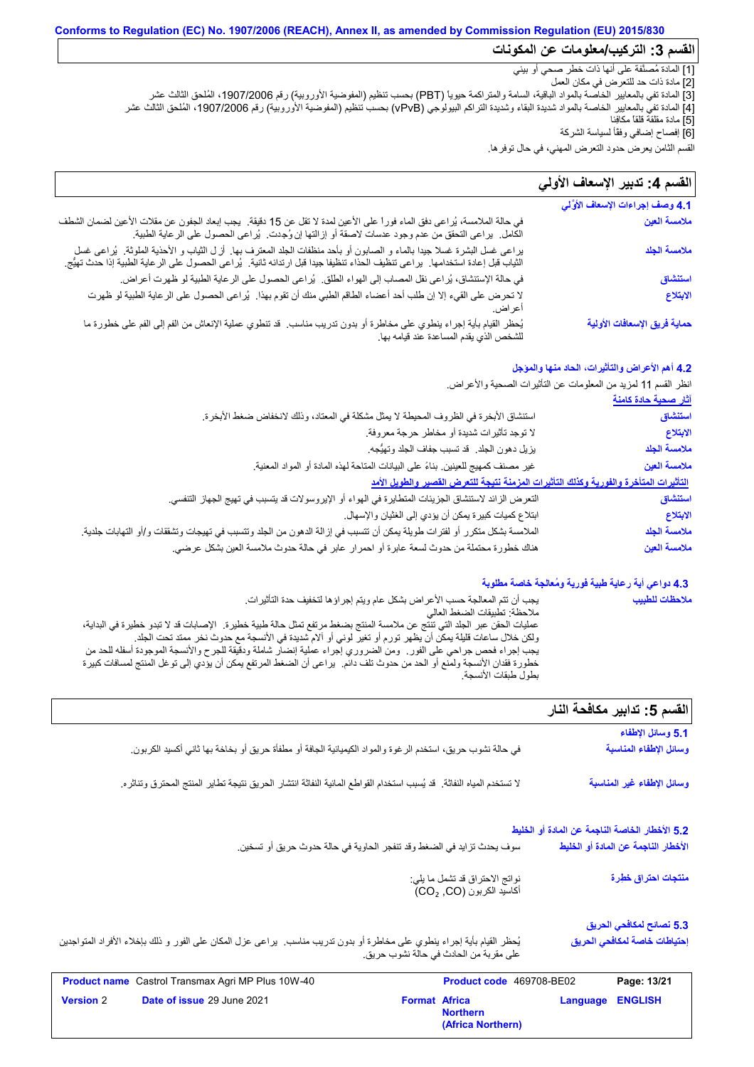## القسم 3: التركيب/معلومات عن المكونات

[1] المادة مُصنَّفة على أنها ذات خطر صحي أو بيئي
[2] مادة ذات حد للتعرض في مكان العمل
[3] المادة تفي بالمعايير الخاصة بالمواد الباقية، السامة والمتراكمة حيوياً (PBT) بحسب تنظيم (المفوضية الأوروبية) رقم 1907/2006، المُلحق الثالث عشر
[4] المادة تفي بالمعايير الخاصة بالمواد شديدة البقاء وشديدة التراكم البيولوجي (vPvB) بحسب تنظيم (المفوضية الأوروبية) رقم 1907/2006، المُلحق الثالث عشر
[5] مادة مقلقة قلقاً مكافئاً
[6] إفصاح إضافي وفقاً لسياسة الشركة

القسم الثامن يعرض حدود التعرض المهني، في حال توفرها.

## القسم 4: تدبير الإسعاف الأولي

### 4.1 وصف إجراءات الإسعاف الأوّلي

| | |
|---|---|
| **ملامسة العين** | في حالة الملامسة، يُراعى دفق الماء فوراً على الأعين لمدة لا تقل عن 15 دقيقة. يجب إبعاد الجفون عن مقلات الأعين لضمان الشطف الكامل. يراعى التحقق من عدم وجود عدسات لاصقة أو ازالتها إن وُجِدت. يُراعى الحصول على الرعاية الطبية. |
| **ملامسة الجلد** | يراعى غسل البشرة غسلا جيدا بالماء و الصابون أو بأحد منظفات الجلد المعترف بها. أزل الثياب و الأحذية الملوثة. يُراعى غسل الثياب قبل إعادة استخدامها. يراعى تنظيف الحذاء تنظيفا جيدا قبل ارتدائه ثانية. يُراعى الحصول على الرعاية الطبية إذا حدث تهيُّج. |
| **استنشاق** | في حالة الإستنشاق، يُراعى نقل المصاب إلى الهواء الطلق. يُراعى الحصول على الرعاية الطبية لو ظهرت أعراض. |
| **الابتلاع** | لا تحرض على القيء إلا إن طلب أحد أعضاء الطاقم الطبي منك أن تقوم بهذا. يُراعى الحصول على الرعاية الطبية لو ظهرت أعراض. |
| **حماية فريق الإسعافات الأولية** | يُحظر القيام بأية إجراء ينطوي على مخاطرة أو بدون تدريب مناسب. قد تنطوي عملية الإنعاش من الفم إلى الفم على خطورة ما للشخص الذي يقدم المساعدة عند قيامه بها. |

### 4.2 أهم الأعراض والتأثيرات، الحاد منها والمؤجل

انظر القسم 11 لمزيد من المعلومات عن التأثيرات الصحية والأعراض.

**آثار صحية حادة كامنة**

| | |
|---|---|
| **استنشاق** | استنشاق الأبخرة في الظروف المحيطة لا يمثل مشكلة في المعتاد، وذلك لانخفاض ضغط الأبخرة. |
| **الابتلاع** | لا توجد تأثيرات شديدة أو مخاطر حرجة معروفة. |
| **ملامسة الجلد** | يزيل دهون الجلد. قد تسبب جفاف الجلد وتهيُّجه. |
| **ملامسة العين** | غير مصنف كمهيج للعينين. بناءً على البيانات المتاحة لهذه المادة أو المواد المعنية. |

**التأثيرات المتأخرة والفورية وكذلك التأثيرات المزمنة نتيجة للتعرض القصير والطويل الأمد**

| | |
|---|---|
| **استنشاق** | التعرض الزائد لاستنشاق الجزيئات المتطايرة في الهواء أو الإيروسولات قد يتسبب في تهيج الجهاز التنفسي. |
| **الابتلاع** | ابتلاع كميات كبيرة يمكن أن يؤدي إلى الغثيان والإسهال. |
| **ملامسة الجلد** | الملامسة بشكل متكرر أو لفترات طويلة يمكن أن تتسبب في إزالة الدهون من الجلد وتتسبب في تهيجات وتشققات و/أو التهابات جلدية. |
| **ملامسة العين** | هناك خطورة محتملة من حدوث لسعة عابرة أو احمرار عابر في حالة حدوث ملامسة العين بشكل عرضي. |

### 4.3 دواعي أية رعاية طبية فورية ومُعالجة خاصة مطلوبة

**ملاحظات للطبيب**

يجب أن تتم المعالجة حسب الأعراض بشكل عام ويتم إجراؤها لتخفيف حدة التأثيرات.
ملاحظة: تطبيقات الضغط العالي
عمليات الحقن عبر الجلد التي تنتج عن ملامسة المنتج بضغط مرتفع تمثل حالة طبية خطيرة. الإصابات قد لا تبدو خطيرة في البداية، ولكن خلال ساعات قليلة يمكن أن يظهر تورم أو تغير لوني أو آلام شديدة في الأنسجة مع حدوث نخر ممتد تحت الجلد.
يجب إجراء فحص جراحي على الفور. ومن الضروري إجراء عملية إنضار شاملة ودقيقة للجرح والأنسجة الموجودة أسفله للحد من خطورة فقدان الأنسجة ولمنع أو الحد من حدوث تلف دائم. يراعى أن الضغط المرتفع يمكن أن يؤدي إلى توغل المنتج لمسافات كبيرة بطول طبقات الأنسجة.

## القسم 5: تدابير مكافحة النار

### 5.1 وسائل الإطفاء

| | |
|---|---|
| **وسائل الإطفاء المناسبة** | في حالة نشوب حريق، استخدم الرغوة والمواد الكيميائية الجافة أو مطفأة حريق أو بخاخة بها ثاني أكسيد الكربون. |
| **وسائل الإطفاء غير المناسبة** | لا تستخدم المياه النفاثة. قد يُسبب استخدام القواطع المائية النفاثة انتشار الحريق نتيجة تطاير المنتج المحترق وتناثره. |

### 5.2 الأخطار الخاصة الناجمة عن المادة أو الخليط

| | |
|---|---|
| **الأخطار الناجمة عن المادة أو الخليط** | سوف يحدث تزايد في الضغط وقد تنفجر الحاوية في حالة حدوث حريق أو تسخين. |
| **منتجات احتراق خطرة** | نواتج الاحتراق قد تشمل ما يلي: أكاسيد الكربون ($CO_2$, CO) |

### 5.3 نصائح لمكافحي الحريق

| | |
|---|---|
| **إحتياطات خاصة لمكافحي الحريق** | يُحظر القيام بأية إجراء ينطوي على مخاطرة أو بدون تدريب مناسب. يراعى عزل المكان على الفور و ذلك بإخلاء الأفراد المتواجدين على مقربة من الحادث في حالة نشوب حريق. |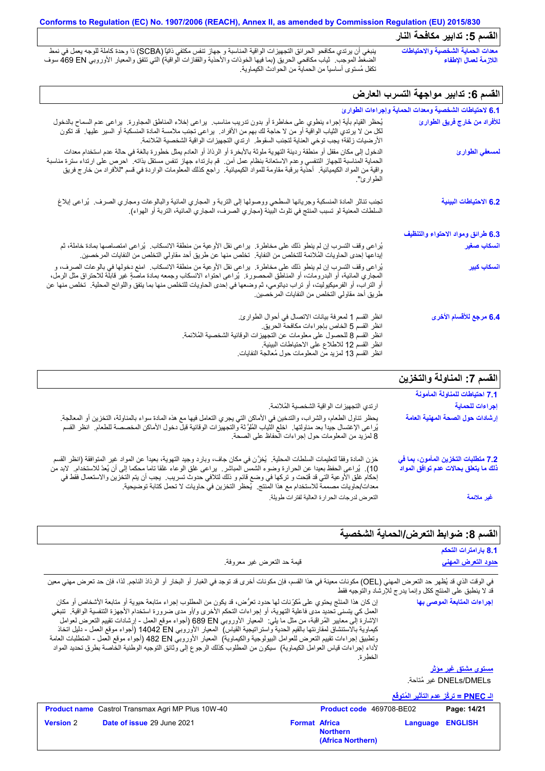## القسم 5: تدابير مكافحة النار

**معدات الحماية الشخصية والاحتياطات اللازمة لعمال الإطفاء**
ينبغي أن يرتدي مكافحو الحرائق التجهيزات الواقية المناسبة و جهاز تنفس مكتفي ذاتياً (SCBA) ذا وحدة كاملة للوجه يعمل في نمط الضغط الموجب. ثياب مكافحي الحريق (بما فيها الخوذات والأحذية والقفازات الواقية) التي تتفق والمعيار الأوروبي EN 469 سوف تكفل مُستوى أساسياً من الحماية من الحوادث الكيماوية.

## القسم 6: تدابير مواجهة التسرب العارض

### 6.1 لاحتياطات الشخصية ومعدات الحماية وإجراءات الطوارئ

**للأفراد من خارج فريق الطوارئ**
يُحظر القيام بأية إجراء ينطوي على مخاطرة أو بدون تدريب مناسب. يراعى إخلاء المناطق المجاورة. يراعى عدم السماح بالدخول لكل من لا يرتدي الثياب الواقية أو من لا حاجة لك بهم من الأفراد. يراعى تجنب ملامسة المادة المنسكبة أو السير عليها. قد تكون الأرضيات زلقة؛ يجب توخي العناية لتجنب السقوط. ارتدي التجهيزات الواقية الشخصية المُلائمة.

**لمسعفي الطوارئ**
الدخول إلى مكان مقفل أو منطقة رديئة التهوية ملوثة بالأبخرة أو الرذاذ أو العادم يمثل خطورة بالغة في حالة عدم استخدام معدات الحماية المناسبة للجهاز التنفسي وعدم الاستعانة بنظام عمل آمن. قم بارتداء جهاز تنفس مستقل بذاته. احرص على ارتداء سترة مناسبة واقية من المواد الكيميائية. أحذية برقبة مقاومة للمواد الكيميائية. راجع كذلك المعلومات الواردة في قسم "للأفراد من خارج فريق الطوارئ".

### 6.2 الاحتياطات البيئية
تجنب تناثر المادة المنسكبة وجريانها السطحي ووصولها إلى التربة و المجاري المائية والبالوعات ومجاري الصرف. يُراعى إبلاغ السلطات المعنية لو تسبب المنتج في تلوث البيئة (مجاري الصرف، المجاري المائية، التربة أو الهواء).

### 6.3 طرائق ومواد الاحتواء والتنظيف

**انسكاب صغير**
يُراعى وقف التسرب إن لم ينطو ذلك على مخاطرة. يراعى نقل الأوعية من منطقة الانسكاب. يُراعى امتصاصها بمادة خاملة، ثم إيداعها إحدى الحاويات المُلائمة للتخلص من النفاية. تخلص منها عن طريق أحد مقاولي التخلص من النفايات المرخصين.

**انسكاب كبير**
يُراعى وقف التسرب إن لم ينطو ذلك على مخاطرة. يراعى نقل الأوعية من منطقة الانسكاب. امنع دخولها في بالوعات الصرف، و المجاري المائية، أو البدرومات، أو المناطق المحصورة. يُراعى احتواء الانسكاب وجمعه بمادة ماصة غير قابلة للاحتراق مثل الرمل، أو التراب، أو الفرميكيوليت، أو تراب دياتومي، ثم وضعها في إحدى الحاويات للتخلص منها بما يتفق واللوائح المحلية. تخلص منها عن طريق أحد مقاولي التخلص من النفايات المرخصين.

### 6.4 مرجع للأقسام الأخرى
انظر القسم 1 لمعرفة بيانات الاتصال في أحوال الطوارئ.
انظر القسم 5 الخاص بإجراءات مكافحة الحريق.
انظر القسم 8 للحصول على معلومات عن التجهيزات الوقائية الشخصية المُلائمة.
انظر القسم 12 للاطلاع على الاحتياطات البيئية.
انظر القسم 13 لمزيد من المعلومات حول مُعالجة النفايات.

## القسم 7: المناولة والتخزين

### 7.1 احتياطات للمناولة المأمونة

**إجراءات للحماية**
ارتدي التجهيزات الواقية الشخصية المُلائمة.

**إرشادات حول الصحة المهنية العامة**
يحظر تناول الطعام، والشراب، والتدخين في الأماكن التي يجري التعامل فيها مع هذه المادة سواء بالمناولة، التخزين أو المعالجة. يُراعى الإغتسال جيداً بعد مناولتها. اخلع الثياب المُلوَّثة والتجهيزات الوقائية قبل دخول الأماكن المخصصة للطعام. انظر القسم 8 لمزيد من المعلومات حول إجراءات الحفاظ على الصحة.

### 7.2 متطلبات التخزين المأمون، بما في ذلك ما يتعلق بحالات عدم توافق المواد
خزن المادة وفقاً لتعليمات السلطات المحلية. يُخزَّن في مكان جاف، وبارد وجيد التهوية، بعيداً عن المواد غير المتوافقة (انظر القسم 10). يُراعى الحفظ بعيدا عن الحرارة وضوء الشمس المباشر. يراعى غلق الوعاء غلقا تاما محكما إلى أن يُعدّ للاستخدام. لابد من إحكام غلق الأوعية التي قد فُتِحت و تركها في وضع قائم و ذلك لتلافي حدوث تسريب. يجب أن يتم التخزين والاستعمال فقط في معدات/حاويات مصممة للاستخدام مع هذا المنتج. يُحظر التخزين في حاويات لا تحمل كتابة توضيحية.

**غير ملائمة**
التعرض لدرجات الحرارة العالية لفترات طويلة.

## القسم 8: ضوابط التعرض/الحماية الشخصية

### 8.1 بارامترات التحكم

**حدود التعرض المهني**
قيمة حد التعرض غير معروفة.

في الوقت الذي قد يُظهر حد التعرض المهني (OEL) مكونات معينة في هذا القسم، فإن مكونات أخرى قد توجد في الغبار أو البخار أو الرذاذ الناجم. لذا، فإن حد تعرض مهني معين قد لا ينطبق على المنتج ككل وإنما يدرج للإرشاد والتوجيه فقط

**إجراءات المتابعة الموصى بها**
إن كان هذا المنتج يحتوي على مُكوّنات لها حدود تعرُّض، قد يكون من المطلوب إجراء متابعة حيوية أو متابعة الأشخاص أو مكان العمل كي يتسنى تحديد مدى فاعلية التهوية، أو إجراءات التحكم الأخرى و/أو مدى ضرورة استخدام الأجهزة التنفسية الواقية. تنبغي الإشارة إلى معايير المُراقبة، من مثل ما يلي: المعيار الأوروبي EN 689 (أجواء موقع العمل - إرشادات تقييم التعرض لعوامل كيماوية بالاستنشاق لمقارنتها بالقيم الحدية واستراتيجية القياس) المعيار الأوروبي EN 14042 (أجواء موقع العمل - دليل اتخاذ وتطبيق إجراءات تقييم التعرض للعوامل البيولوجية والكيماوية) المعيار الأوروبي EN 482 (أجواء موقع العمل - المتطلبات العامة لأداء إجراءات قياس العوامل الكيماوية) سيكون من المطلوب كذلك الرجوع إلى وثائق التوجيه الوطنية الخاصة بطرق تحديد المواد الخطرة.

**مستوى مشتق غير مؤثر**
DNELs/DMELs غير مُتاحة.

**الـ PNEC = تركّز عدم التأثير المُتوقع**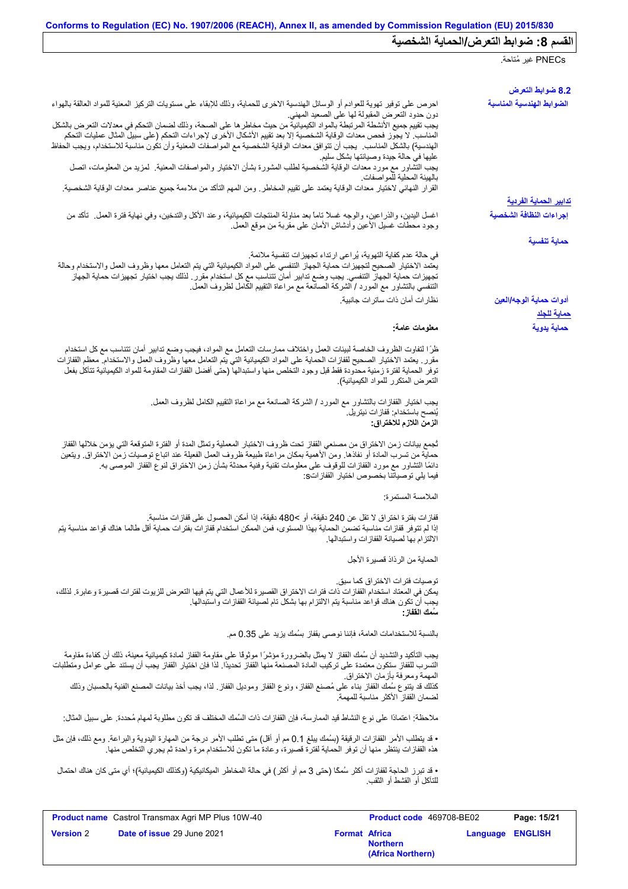## القسم 8: ضوابط التعرض/الحماية الشخصية

PNECs غير مُتاحة.

### 8.2 ضوابط التعرض

**الضوابط الهندسية المناسبة**

احرص على توفير تهوية للعوادم أو الوسائل الهندسية الاخرى للحماية، وذلك للإبقاء على مستويات التركيز المعنية للمواد العالقة بالهواء دون حدود التعرض المقبولة لها على الصعيد المهني.
يجب تقييم جميع الأنشطة المرتبطة بالمواد الكيميائية من حيث مخاطرها على الصحة، وذلك لضمان التحكم في معدلات التعرض بالشكل المناسب. لا يجوز فحص معدات الوقاية الشخصية إلا بعد تقييم الأشكال الأخرى لإجراءات التحكم (على سبيل المثال عمليات التحكم الهندسية) بالشكل المناسب. يجب أن تتوافق معدات الوقاية الشخصية مع المواصفات المعنية وأن تكون مناسبة للاستخدام، ويجب الحفاظ عليها في حالة جيدة وصيانتها بشكل سليم.
يجب التشاور مع مورد معدات الوقاية الشخصية لطلب المشورة بشأن الاختيار والمواصفات المعنية. لمزيد من المعلومات، اتصل بالهيئة المحلية للمواصفات.
القرار النهائي لاختيار معدات الوقاية يعتمد على تقييم المخاطر. ومن المهم التأكد من ملاءمة جميع عناصر معدات الوقاية الشخصية.

**تدابير الحماية الفردية**

**إجراءات النظافة الشخصية**

اغسل اليدين، والذراعين، والوجه غسلاً تاماً بعد مناولة المنتجات الكيميائية، وعند الأكل والتدخين، وفي نهاية فترة العمل. تأكد من وجود محطات غسيل الأعين وأدشاش الأمان على مقربة من موقع العمل.

**حماية تنفسية**

في حالة عدم كفاية التهوية، يُراعى ارتداء تجهيزات تنفسية ملائمة.
يعتمد الاختيار الصحيح لتجهيزات حماية الجهاز التنفسي على المواد الكيميائية التي يتم التعامل معها وظروف العمل والاستخدام وحالة تجهيزات حماية الجهاز التنفسي. يجب وضع تدابير أمان تتناسب مع كل استخدام مقرر. لذلك يجب اختيار تجهيزات حماية الجهاز التنفسي بالتشاور مع المورد / الشركة الصانعة مع مراعاة التقييم الكامل لظروف العمل.

**أدوات حماية الوجه/العين**

نظارات أمان ذات ساترات جانبية.

**حماية للجلد**

**حماية يدوية**

**معلومات عامة:**

ظرًا لتفاوت الظروف الخاصة لبيئات العمل واختلاف ممارسات التعامل مع المواد، فيجب وضع تدابير أمان تتناسب مع كل استخدام مقرر. يعتمد الاختيار الصحيح لقفازات الحماية على المواد الكيميائية التي يتم التعامل معها وظروف العمل والاستخدام. معظم القفازات توفر الحماية لفترة زمنية محدودة فقط قبل وجود التخلص منها واستبدالها (حتى أفضل القفازات المقاومة للمواد الكيميائية تتآكل بفعل التعرض المتكرر للمواد الكيميائية).

يجب اختيار القفازات بالتشاور مع المورد / الشركة الصانعة مع مراعاة التقييم الكامل لظروف العمل.
يُنصح باستخدام: قفازات نيتريل.
**الزمن اللازم للاختراق:**

تُجمع بيانات زمن الاختراق من مصنعي القفاز تحت ظروف الاختبار المعملية وتمثل المدة أو الفترة المتوقعة التي يؤمن خلالها القفاز حماية من تسرب المادة أو نفاذها. ومن الأهمية بمكان مراعاة طبيعة ظروف العمل الفعيلة عند اتباع توصيات زمن الاختراق. ويتعين دائمًا التشاور مع مورد القفازات للوقوف على معلومات تقنية وفنية محدثة بشأن زمن الاختراق لنوع القفاز الموصى به.
فيما يلي توصياتنا بخصوص اختيار القفازاتs:

الملامسة المستمرة:

قفازات بفترة اختراق لا تقل عن 240 دقيقة، أو >480 دقيقة، إذا أمكن الحصول على قفازات مناسبة.
إذا لم تتوفر قفازات مناسبة تضمن الحماية بهذا المستوى، فمن الممكن استخدام قفازات بفترات حماية أقل طالما هناك قواعد مناسبة يتم الالتزام بها لصيانة القفازات واستبدالها.

الحماية من الرذاذ قصيرة الأجل

توصيات فترات الاختراق كما سبق.
يمكن في المعتاد استخدام القفازات ذات فترات الاختراق القصيرة للأعمال التي يتم فيها التعرض للزيوت لفترات قصيرة وعابرة. لذلك، يجب أن تكون هناك قواعد مناسبة يتم الالتزام بها بشكل تام لصيانة القفازات واستبدالها.
**سُمك القفاز:**

بالنسبة للاستخدامات العامة، فإننا نوصي بقفاز بسُمك يزيد على 0.35 مم.

يجب التأكيد والتشديد أن سُمك القفاز لا يمثل بالضرورة مؤشرًا موثوقًا على مقاومة القفاز لمادة كيميائية معينة، ذلك أن كفاءة مقاومة التسرب للقفاز ستكون معتمدة على تركيب المادة المصنعة منها القفاز تحديدًا. لذا فإن اختيار القفاز يجب أن يستند على عوامل ومتطلبات المهمة ومعرفة بأزمان الاختراق.
كذلك قد يتنوع سُمك القفاز بناء على مُصنع القفاز، ونوع القفاز وموديل القفاز. لذا، يجب أخذ بيانات المصنع الفنية بالحسبان وذلك لضمان القفاز الأكثر مناسبة للمهمة.

ملاحظة: اعتمادًا على نوع النشاط قيد الممارسة، فإن القفازات ذات السُمك المختلف قد تكون مطلوبة لمهام مُحددة. على سبيل المثال:

• قد يتطلب الأمر القفازات الرقيقة (بسُمك يبلغ 0.1 مم أو أقل) متى تطلب الأمر درجة من المهارة اليدوية والبراعة. ومع ذلك، فإن مثل هذه القفازات ينتظر منها أن توفر الحماية لفترة قصيرة، وعادة ما تكون للاستخدام مرة واحدة ثم يجري التخلص منها.

• قد تبرز الحاجة لقفازات أكثر سُمكًا (حتى 3 مم أو أكثر) في حالة المخاطر الميكانيكية (وكذلك الكيميائية)؛ أي متى كان هناك احتمال للتآكل أو القشط أو الثقب.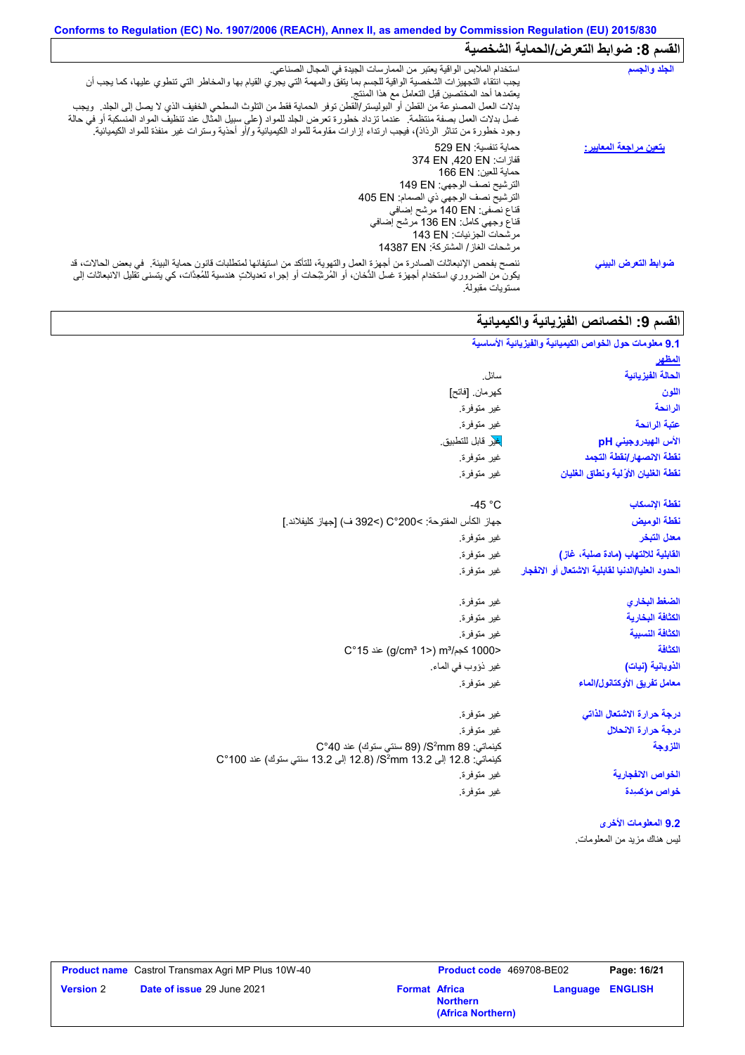## القسم 8: ضوابط التعرض/الحماية الشخصية

| | |
|---|---|
| **الجلد والجسم** | استخدام الملابس الواقية يعتبر من الممارسات الجيدة في المجال الصناعي. يجب انتقاء التجهيزات الشخصية الواقية للجسم بما يتفق والمهمة التي يجري القيام بها والمخاطر التي تنطوي عليها، كما يجب أن يعتمدها أحد المختصين قبل التعامل مع هذا المنتج. بدلات العمل المصنوعة من القطن أو البوليستر/القطن توفر الحماية فقط من التلوث السطحي الخفيف الذي لا يصل إلى الجلد. ويجب غسل بدلات العمل بصفة منتظمة. عندما تزداد خطورة تعرض الجلد للمواد (على سبيل المثال عند تنظيف المواد المنسكبة أو في حالة وجود خطورة من تناثر الرذاذ)، فيجب ارتداء إزارات مقاومة للمواد الكيميائية و/أو أحذية وسترات غير منفذة للمواد الكيميائية. |
| **يتعين مراجعة المعايير:** | حماية تنفسية: EN 529<br>قفازات: EN 420, EN 374<br>حماية للعين: EN 166<br>الترشيح نصف الوجهي: EN 149<br>الترشيح نصف الوجهي ذي الصمام: EN 405<br>قناع نصفي: EN 140 مرشح إضافي<br>قناع وجهي كامل: EN 136 مرشح إضافي<br>مرشحات الجزيئات: EN 143<br>مرشحات الغاز / المشتركة: EN 14387 |
| **ضوابط التعرض البيئي** | ننصح بفحص الإنبعاثات الصادرة من أجهزة العمل والتهوية، للتأكد من استيفائها لمتطلبات قانون حماية البيئة. في بعض الحالات، قد يكون من الضروري استخدام أجهزة غسل الدُخان، أو المُرشِّحات أو إجراء تعديلاتٍ هندسية للمُعِدَّات، كي يتسنى تقليل الانبعاثات إلى مستويات مقبولة. |

## القسم 9: الخصائص الفيزيائية والكيميائية

### 9.1 معلومات حول الخواص الكيميائية والفيزيائية الأساسية

**المظهر**

| | |
|---|---|
| **الحالة الفيزيائية** | سائل. |
| **اللون** | كهرمان. [فاتح] |
| **الرائحة** | غير متوفرة. |
| **عتبة الرائحة** | غير متوفرة. |
| **الأس الهيدروجيني pH** | غير قابل للتطبيق. |
| **نقطة الانصهار/نقطة التجمد** | غير متوفرة. |
| **نقطة الغليان الأوّلية ونطاق الغليان** | غير متوفرة. |
| **نقطة الإنسكاب** | -45 °C |
| **نقطة الوميض** | جهاز الكأس المفتوحة: >200°C (>392 ف) [جهاز كليفلاند.] |
| **معدل التبخر** | غير متوفرة. |
| **القابلية للالتهاب (مادة صلبة، غاز)** | غير متوفرة. |
| **الحدود العليا/الدنيا لقابلية الاشتعال أو الانفجار** | غير متوفرة. |
| **الضغط البخاري** | غير متوفرة. |
| **الكثافة البخارية** | غير متوفرة. |
| **الكثافة النسبية** | غير متوفرة. |
| **الكثافة** | <1000 كجم/m³ (<1 g/cm³) عند 15°C |
| **الذوبانية (نيات)** | غير ذؤوب في الماء. |
| **معامل تفريق الأوكتانول/الماء** | غير متوفرة. |
| **درجة حرارة الاشتعال الذاتي** | غير متوفرة. |
| **درجة حرارة الانحلال** | غير متوفرة. |
| **اللزوجة** | كينماتي: 89 $mm^2$/S (89 سنتي ستوك) عند 40°C<br>كينماتي: 12.8 إلى 13.2 $mm^2$/S (12.8 إلى 13.2 سنتي ستوك) عند 100°C |
| **الخواص الانفجارية** | غير متوفرة. |
| **خواص مؤكسدة** | غير متوفرة. |

### 9.2 المعلومات الأخرى

ليس هناك مزيد من المعلومات.

| | | | |
|---|---|---|---|
| **Product name** Castrol Transmax Agri MP Plus 10W-40 | | **Product code** 469708-BE02 | **Page:** 16/21 |
| **Version** 2 | **Date of issue** 29 June 2021 | **Format** Africa Northern (Africa Northern) | **Language** ENGLISH |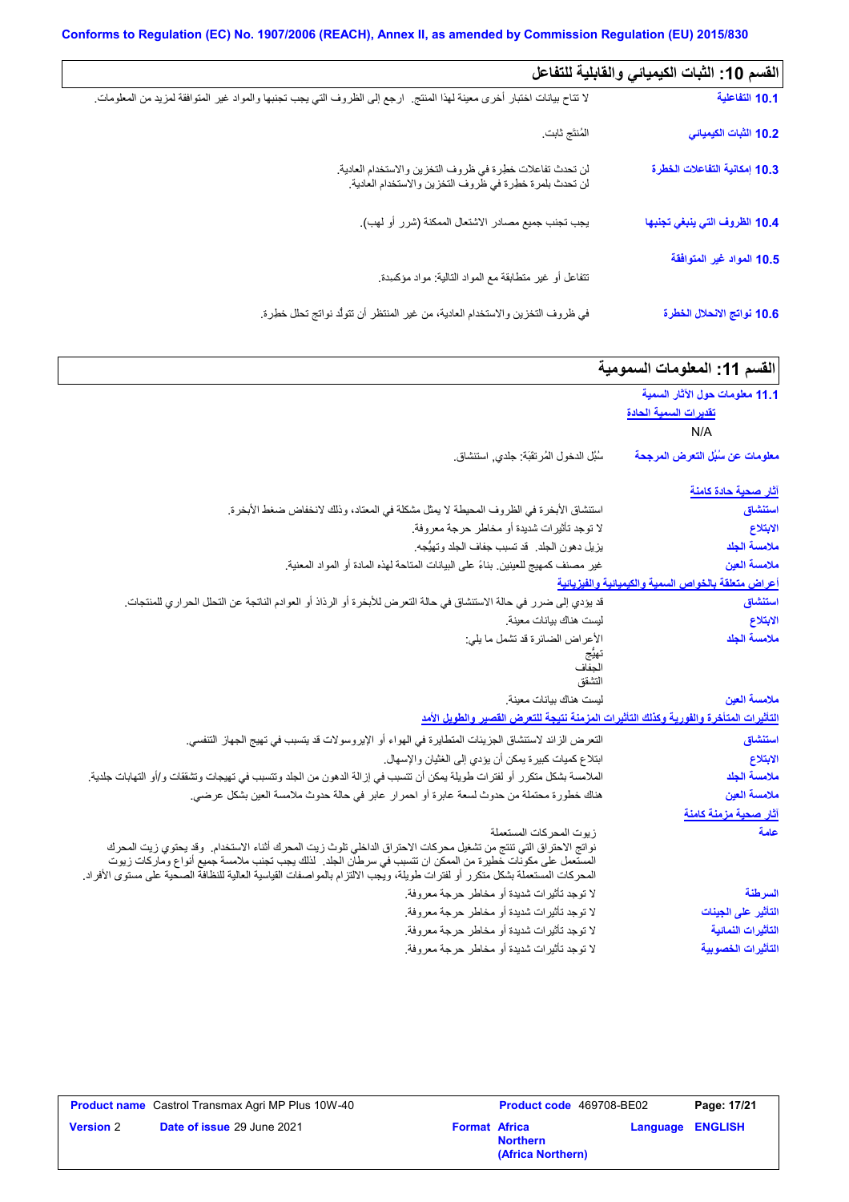## القسم 10: الثبات الكيميائي والقابلية للتفاعل

| | |
|---|---|
| **10.1 التفاعلية** | لا تتاح بيانات اختبار أخرى معينة لهذا المنتج. ارجع إلى الظروف التي يجب تجنبها والمواد غير المتوافقة لمزيد من المعلومات. |
| **10.2 الثبات الكيميائي** | المُنتَج ثابت. |
| **10.3 إمكانية التفاعلات الخطرة** | لن تحدث تفاعلات خطرة في ظروف التخزين والاستخدام العادية. لن تحدث بلمرة خطرة في ظروف التخزين والاستخدام العادية. |
| **10.4 الظروف التي ينبغي تجنبها** | يجب تجنب جميع مصادر الاشتعال الممكنة (شرر أو لهب). |
| **10.5 المواد غير المتوافقة** | تتفاعل أو غير متطابقة مع المواد التالية: مواد مؤكسدة. |
| **10.6 نواتج الانحلال الخطرة** | في ظروف التخزين والاستخدام العادية، من غير المنتظر أن تتولَّد نواتج تحلل خطرة. |

## القسم 11: المعلومات السمومية

### 11.1 معلومات حول الآثار السمية

**تقديرات السمية الحادة**

N/A

| | |
|---|---|
| **معلومات عن سُبُل التعرض المرجحة** | سُبُل الدخول المُرتقَبَة: جلدي, استنشاق. |

**آثار صحية حادة كامنة**

| | |
|---|---|
| **استنشاق** | استنشاق الأبخرة في الظروف المحيطة لا يمثل مشكلة في المعتاد، وذلك لانخفاض ضغط الأبخرة. |
| **الابتلاع** | لا توجد تأثيرات شديدة أو مخاطر حرجة معروفة. |
| **ملامسة الجلد** | يزيل دهون الجلد. قد تسبب جفاف الجلد وتهيُّجه. |
| **ملامسة العين** | غير مصنف كمهيج للعينين. بناءً على البيانات المتاحة لهذه المادة أو المواد المعنية. |

**أعراض متعلقة بالخواص السمية والكيميائية والفيزيائية**

| | |
|---|---|
| **استنشاق** | قد يؤدي إلى ضرر في حالة الاستنشاق في حالة التعرض للأبخرة أو الرذاذ أو العوادم الناتجة عن التحلل الحراري للمنتجات. |
| **الابتلاع** | ليست هناك بيانات معينة. |
| **ملامسة الجلد** | الأعراض الضائرة قد تشمل ما يلي:<br>تهيُّج<br>الجفاف<br>التشقق |
| **ملامسة العين** | ليست هناك بيانات معينة. |

**التأثيرات المتأخرة والفورية وكذلك التأثيرات المزمنة نتيجة للتعرض القصير والطويل الأمد**

| | |
|---|---|
| **استنشاق** | التعرض الزائد لاستنشاق الجزيئات المتطايرة في الهواء أو الإيروسولات قد يتسبب في تهيج الجهاز التنفسي. |
| **الابتلاع** | ابتلاع كميات كبيرة يمكن أن يؤدي إلى الغثيان والإسهال. |
| **ملامسة الجلد** | الملامسة بشكل متكرر أو لفترات طويلة يمكن أن تتسبب في إزالة الدهون من الجلد وتتسبب في تهيجات وتشققات و/أو التهابات جلدية. |
| **ملامسة العين** | هناك خطورة محتملة من حدوث لسعة عابرة أو احمرار عابر في حالة حدوث ملامسة العين بشكل عرضي. |

**آثار صحية مزمنة كامنة**

| | |
|---|---|
| **عامة** | زيوت المحركات المستعملة<br>نواتج الاحتراق التي تنتج من تشغيل محركات الاحتراق الداخلي تلوث زيت المحرك أثناء الاستخدام. وقد يحتوي زيت المحرك المستعمل على مكونات خطيرة من الممكن ان تتسبب في سرطان الجلد. لذلك يجب تجنب ملامسة جميع أنواع وماركات زيوت المحركات المستعملة بشكل متكرر أو لفترات طويلة، ويجب الالتزام بالمواصفات القياسية العالية للنظافة الصحية على مستوى الأفراد. |
| **السرطنة** | لا توجد تأثيرات شديدة أو مخاطر حرجة معروفة. |
| **التأثير على الجينات** | لا توجد تأثيرات شديدة أو مخاطر حرجة معروفة. |
| **التأثيرات النمائية** | لا توجد تأثيرات شديدة أو مخاطر حرجة معروفة. |
| **التأثيرات الخصوبية** | لا توجد تأثيرات شديدة أو مخاطر حرجة معروفة. |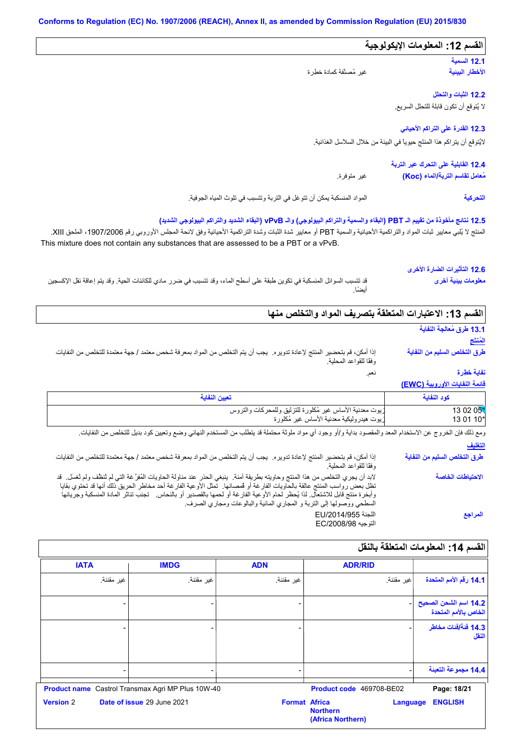Conforms to Regulation (EC) No. 1907/2006 (REACH), Annex II, as amended by Commission Regulation (EU) 2015/830

## القسم 12: المعلومات الإيكولوجية

### 12.1 السمية

**الأخطار البيئية**: غير مُصنَّفة كمادة خطرة

### 12.2 الثبات والتحلل

لا يُتوقع أن تكون قابلة للتحلل السريع.

### 12.3 القدرة على التراكم الأحيائي

لايُتوقع أن يتراكم هذا المنتَج حيويا في البيئة من خلال السلاسل الغذائية.

### 12.4 القابلية على التحرك عبر التربة

**مُعامل تقاسم التربة/الماء (Koc)**: غير متوفرة.

**التحركية**: المواد المنسكبة يمكن أن تتوغل في التربة وتتسبب في تلوث المياه الجوفية.

### 12.5 نتائج مأخوذة من تقييم الـ PBT (البقاء والسمية والتراكم البيولوجي) والـ vPvB (البقاء الشديد والتراكم البيولوجي الشديد)

المنتج لا يُلبي معايير ثبات المواد والتراكمية الأحيائية والسمية PBT أو معايير شدة الثبات وشدة التراكمية الأحيائية وفق لائحة المجلس الأوروبي رقم 1907/2006، الملحق XIII.
This mixture does not contain any substances that are assessed to be a PBT or a vPvB.

### 12.6 التأثيرات الضارة الأخرى

**معلومات بيئية أخرى**: قد تتسبب السوائل المنسكبة في تكوين طبقة على أسطح الماء، وقد تتسبب في ضرر مادي للكائنات الحية. وقد يتم إعاقة نقل الإكسجين أيضًا.

## القسم 13: الاعتبارات المتعلقة بتصريف المواد والتخلص منها

### 13.1 طرق مُعالجة النفاية

**المُنتج**

**طرق التخلص السليم من النفاية**: إذا أمكن، قم بتحضير المنتج لإعادة تدويره. يجب أن يتم التخلص من المواد بمعرفة شخص معتمد / جهة معتمدة للتخلص من النفايات وفقًا للقواعد المحلية.

**نفاية خطرة**: نعم.

**قائمة النفايات الأوروبية (EWC)**

| كود النفاية | تعيين النفاية |
|---|---|
| 13 02 05* | زيوت معدنية الأساس غير مُكلورة للتزليق وللمحركات والتروس |
| 13 01 10* | زيوت هيدروليكية معدنية الأساس غير مُكلورة |

ومع ذلك فإن الخروج عن الاستخدام المعد والمقصود بداية و/أو وجود أي مواد ملوثة محتملة قد يتطلب من المستخدم النهائي وضع وتعيين كود بديل للتخلص من النفايات.

**التغليف**

**طرق التخلص السليم من النفاية**: إذا أمكن، قم بتحضير المنتج لإعادة تدويره. يجب أن يتم التخلص من المواد بمعرفة شخص معتمد / جهة معتمدة للتخلص من النفايات وفقًا للقواعد المحلية.

**الاحتياطات الخاصة**: لابد أن يجري التخلص من هذا المنتج وحاويته بطريقة آمنة. ينبغي الحذر عند مناولة الحاويات المُفرَّغة التي لم تُنظَّف ولم تُغسَل. قد تظل بعض رواسب المنتج عالقة بالحاويات الفارغة أو قمصانها. تمثل الأوعية الفارغة أحد مخاطر الحريق ذلك أنها قد تحتوي بقايا وأبخرة منتج قابل للاشتعال. لذا يُحظر لحام الأوعية الفارغة أو لحمها بالقصدير أو بالنحاس. تجنب تناثر المادة المنسكبة وجريانها السطحي ووصولها إلى التربة و المجاري المائية والبالوعات ومجاري الصرف.

**المراجع**: اللجنة EU/2014/955
التوجيه EC/2008/98

## القسم 14: المعلومات المتعلقة بالنقل

| | ADR/RID | ADN | IMDG | IATA |
|---|---|---|---|---|
| 14.1 رقم الأمم المتحدة | غير مقننة. | غير مقننة. | غير مقننة. | غير مقننة. |
| 14.2 اسم الشحن الصحيح الخاص بالأمم المتحدة | - | - | - | - |
| 14.3 فئة/فئات مخاطر النقل | - | - | - | - |
| 14.4 مجموعة التعبئة | - | - | - | - |

**Product name** Castrol Transmax Agri MP Plus 10W-40 **Product code** 469708-BE02
**Version** 2 **Date of issue** 29 June 2021 **Format** Africa Northern (Africa Northern) **Language** ENGLISH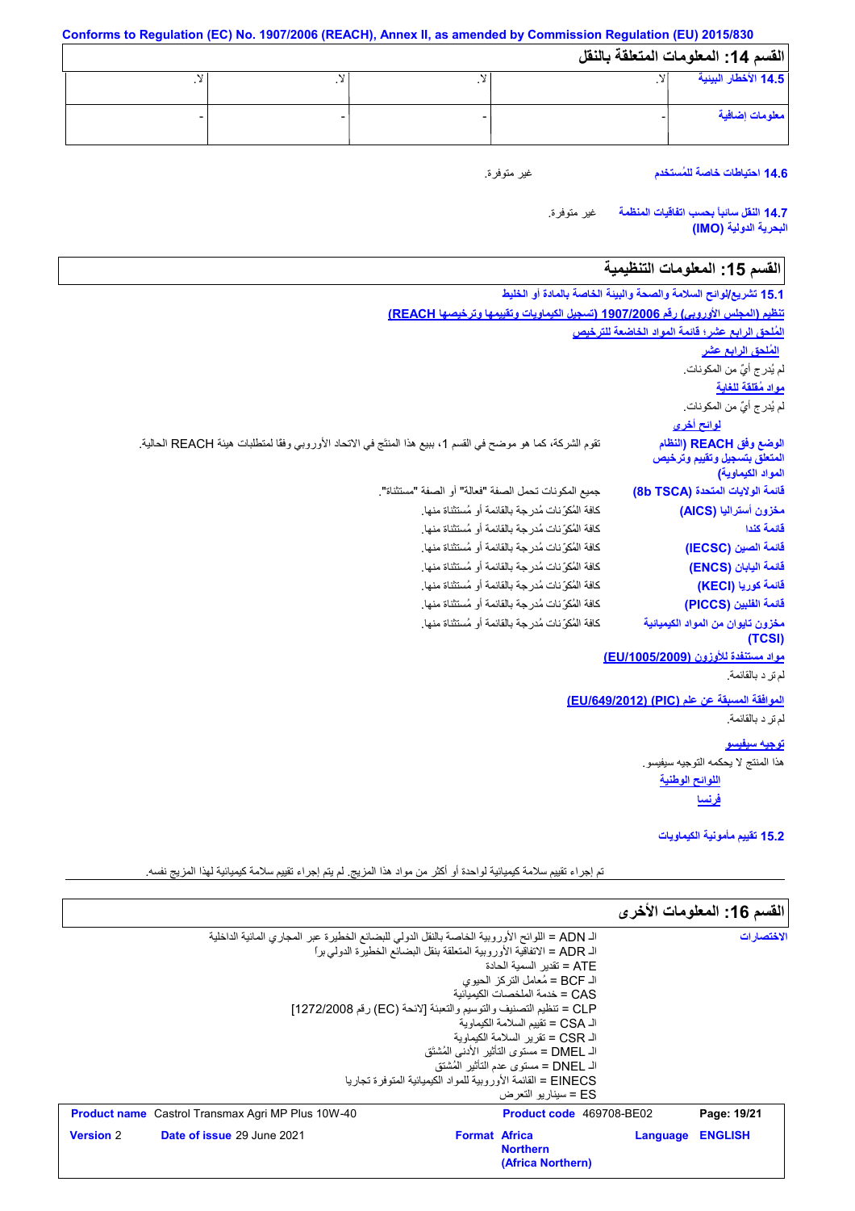Conforms to Regulation (EC) No. 1907/2006 (REACH), Annex II, as amended by Commission Regulation (EU) 2015/830

## القسم 14: المعلومات المتعلقة بالنقل

| 14.5 الأخطار البيئية | لا. | لا. | لا. | لا. |
|---|---|---|---|---|
| معلومات إضافية | - | - | - | - |

**14.6 احتياطات خاصة للمُستخدم** غير متوفرة.

**14.7 النقل سائباً بحسب اتفاقيات المنظمة البحرية الدولية (IMO)** غير متوفرة.

## القسم 15: المعلومات التنظيمية

**15.1 تشريع/لوائح السلامة والصحة والبيئة الخاصة بالمادة أو الخليط**

**تنظيم (المجلس الأوروبي) رقم 1907/2006 (تسجيل الكيماويات وتقييمها وترخيصها REACH)**

**المُلحق الرابع عشر؛ قائمة المواد الخاضعة للترخيص**

**المُلحق الرابع عشر**

لم يُدرج أيٌ من المكونات.

**مواد مُقلقة للغاية**

لم يُدرج أيٌ من المكونات.

**لوائح أخرى**

**الوضع وفق REACH (النظام المتعلق بتسجيل وتقييم وترخيص المواد الكيماوية)** تقوم الشركة، كما هو موضح في القسم 1، ببيع هذا المنتَج في الاتحاد الأوروبي وفقا لمتطلبات هيئة REACH الحالية.

**قائمة الولايات المتحدة (8b TSCA)** جميع المكونات تحمل الصفة "فعالة" أو الصفة "مستثناة".

**مخزون أستراليا (AICS)** كافة المُكوّنات مُدرجة بالقائمة أو مُستثناة منها.

**قائمة كندا** كافة المُكوّنات مُدرجة بالقائمة أو مُستثناة منها.

**قائمة الصين (IECSC)** كافة المُكوّنات مُدرجة بالقائمة أو مُستثناة منها.

**قائمة اليابان (ENCS)** كافة المُكوّنات مُدرجة بالقائمة أو مُستثناة منها.

**قائمة كوريا (KECI)** كافة المُكوّنات مُدرجة بالقائمة أو مُستثناة منها.

**قائمة الفلبين (PICCS)** كافة المُكوّنات مُدرجة بالقائمة أو مُستثناة منها.

**مخزون تايوان من المواد الكيميائية (TCSI)** كافة المُكوّنات مُدرجة بالقائمة أو مُستثناة منها.

**مواد مستنفدة للأوزون (EU/1005/2009)**

لم ترد بالقائمة.

**الموافقة المسبقة عن علم (PIC) (EU/649/2012)**

لم ترد بالقائمة.

**توجيه سيفيسو**

هذا المنتج لا يحكمه التوجيه سيفيسو.

**اللوائح الوطنية**

**فرنسا**

**15.2 تقييم مأمونية الكيماويات**

تم إجراء تقييم سلامة كيميائية لواحدة أو أكثر من مواد هذا المزيج. لم يتم إجراء تقييم سلامة كيميائية لهذا المزيج نفسه.

## القسم 16: المعلومات الأخرى

**الاختصارات**

الـ ADN = اللوائح الأوروبية الخاصة بالنقل الدولي للبضائع الخطيرة عبر المجاري المائية الداخلية
الـ ADR = الاتفاقية الأوروبية المتعلقة بنقل البضائع الخطيرة الدولي براً
ATE = تقدير السمية الحادة
الـ BCF = مُعامل التركز الحيوي
CAS = خدمة الملخصات الكيميائية
CLP = تنظيم التصنيف والتوسيم والتعبئة [لائحة (EC) رقم 1272/2008]
الـ CSA = تقييم السلامة الكيماوية
الـ CSR = تقرير السلامة الكيماوية
الـ DMEL = مستوى التأثير الأدنى المُشتق
الـ DNEL = مستوى عدم التأثير المُشتق
EINECS = القائمة الأوروبية للمواد الكيميائية المتوفرة تجاريا
ES = سيناريو التعرض

| **Product name** Castrol Transmax Agri MP Plus 10W-40 | **Product code** 469708-BE02 | |
|---|---|---|
| **Version** 2 **Date of issue** 29 June 2021 | **Format** Africa Northern (Africa Northern) | **Language** ENGLISH |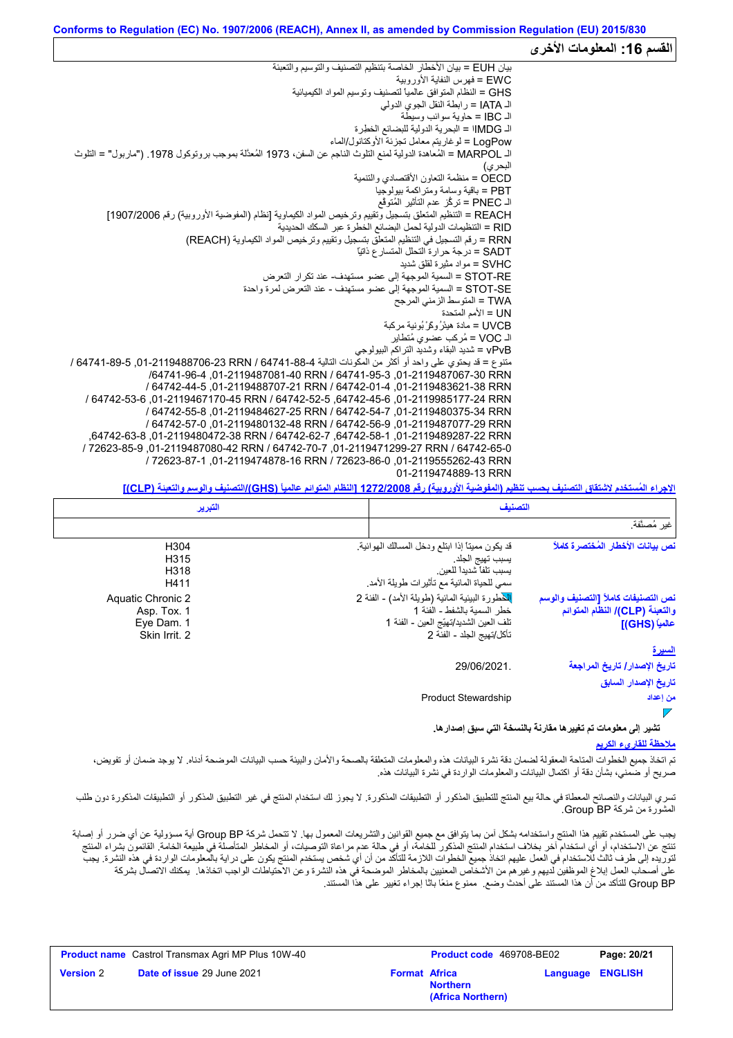Conforms to Regulation (EC) No. 1907/2006 (REACH), Annex II, as amended by Commission Regulation (EU) 2015/830

## القسم 16: المعلومات الأخرى

بيان EUH = بيان الأخطار الخاصة بتنظيم التصنيف والتوسيم والتعبئة
EWC = فهرس النفاية الأوروبية
GHS = النظام المتوافق عالمياً لتصنيف وتوسيم المواد الكيميائية
الـ IATA = رابطة النقل الجوي الدولي
الـ IBC = حاوية سوائب وسيطة
الـ IMDG = البحرية الدولية للبضائع الخطرة
LogPow = لوغاريتم معامل تجزئة الأوكتانول/الماء
الـ MARPOL = المُعاهدة الدولية لمنع التلوث الناجم عن السفن، 1973 المُعدَّلة بموجب بروتوكول 1978. ("ماربول" = التلوث البحري)
OECD = منظمة التعاون الأقتصادي والتنمية
PBT = باقية وسامة ومتراكمة بيولوجيا
الـ PNEC = تركّز عدم التأثير المُتوقع
REACH = التنظيم المتعلق بتسجيل وتقييم وترخيص المواد الكيماوية [نظام (المفوضية الأوروبية) رقم 1907/2006]
RID = التنظيمات الدولية لحمل البضائع الخطرة عبر السكك الحديدية
RRN = رقم التسجيل في التنظيم المتعلق بتسجيل وتقييم وترخيص المواد الكيماوية (REACH)
SADT = درجة حرارة التحلل المتسارع ذاتياً
SVHC = مواد مثيرة لقلق شديد
STOT-RE = السمية الموجهة إلى عضو مستهدف- عند تكرار التعرض
STOT-SE = السمية الموجهة إلى عضو مستهدف - عند التعرض لمرة واحدة
TWA = المتوسط الزمني المرجح
UN = الأمم المتحدة
UVCB = مادة هيدْروكَرْبونية مركبة
الـ VOC = مُركب عضوي مُتطاير
vPvB = شديد البقاء وشديد التراكم البيولوجي
متنوع = قد يحتوي على واحد أو أكثر من المكونات التالية 64741-88-4 RRN 01-2119488706-23, 64741-89-5 / RRN 01-2119487067-30, 64741-95-3 / RRN 01-2119487081-40, 64741-96-4/ RRN 01-2119483621-38, 64742-01-4 / RRN 01-2119488707-21, 64742-44-5 / RRN 01-2119985177-24, 64742-45-6, 64742-52-5 / RRN 01-2119467170-45, 64742-53-6 / RRN 01-2119480375-34, 64742-54-7 / RRN 01-2119484627-25, 64742-55-8 / RRN 01-2119487077-29, 64742-56-9 / RRN 01-2119480132-48, 64742-57-0 / RRN 01-2119489287-22, 64742-58-1, 64742-62-7 / RRN 01-2119480472-38, 64742-63-8, 64742-65-0 / RRN 01-2119471299-27, 64742-70-7 / RRN 01-2119487080-42, 72623-85-9 / RRN 01-2119555262-43, 72623-86-0 / RRN 01-2119474878-16, 72623-87-1 / RRN 01-2119474889-13

الإجراء المُستخدم لاشتقاق التصنيف بحسب تنظيم (المفوضية الأوروبية) رقم 1272/2008 [النظام المتوائم عالمياً (GHS)/التصنيف والوسم والتعبئة (CLP)]

| التصنيف | التبرير |
|---|---|
| غير مُصنَّفة. | |

**نص بيانات الأخطار المُختصرة كاملاً**

| | |
|---|---|
| قد يكون مميتاً إذا ابتلع ودخل المسالك الهوائية. | H304 |
| يسبب تهيج الجلد. | H315 |
| يسبب تلفاً شديداً للعين. | H318 |
| سمي للحياة المائية مع تأثيرات طويلة الأمد. | H411 |

**نص التصنيفات كاملاً [التصنيف والوسم والتعبئة (CLP)/ النظام المتوائم عالمياً (GHS)]**

| | |
|---|---|
| الخطورة البيئية المائية (طويلة الأمد) - الفئة 2 | Aquatic Chronic 2 |
| خطر السمية بالشفط - الفئة 1 | Asp. Tox. 1 |
| تلف العين الشديد/تهيّج العين - الفئة 1 | Eye Dam. 1 |
| تآكل/تهيج الجلد - الفئة 2 | Skin Irrit. 2 |

**السيرة**

**تاريخ الإصدار/ تاريخ المراجعة** 29/06/2021.

**تاريخ الإصدار السابق**

**من إعداد** Product Stewardship

**تشير إلى معلومات تم تغييرها مقارنة بالنسخة التي سبق إصدارها.**

**ملاحظة للقارىء الكريم**

تم اتخاذ جميع الخطوات المتاحة المعقولة لضمان دقة نشرة البيانات هذه والمعلومات المتعلقة بالصحة والأمان والبيئة حسب البيانات الموضحة أدناه. لا يوجد ضمان أو تفويض، صريح أو ضمني، بشأن دقة أو اكتمال البيانات والمعلومات الواردة في نشرة البيانات هذه.

تسري البيانات والنصائح المعطاة في حالة بيع المنتج للتطبيق المذكور أو التطبيقات المذكورة. لا يجوز لك استخدام المنتج في غير التطبيق المذكور أو التطبيقات المذكورة دون طلب المشورة من شركة Group BP.

يجب على المستخدم تقييم هذا المنتج واستخدامه بشكل آمن بما يتوافق مع جميع القوانين والتشريعات المعمول بها. لا تتحمل شركة Group BP أية مسؤولية عن أي ضرر أو إصابة تنتج عن الاستخدام، أو أي استخدام آخر بخلاف استخدام المنتج المذكور للخامة، أو في حالة عدم مراعاة التوصيات، أو المخاطر المتأصلة في طبيعة الخامة. القائمون بشراء المنتج لتوريده إلى طرف ثالث للاستخدام في العمل عليهم اتخاذ جميع الخطوات اللازمة للتأكد من أن أي شخص يستخدم المنتج يكون على دراية بالمعلومات الواردة في هذه النشرة. يجب على أصحاب العمل إبلاغ الموظفين لديهم وغيرهم من الأشخاص المعنيين بالمخاطر الموضحة في هذه النشرة وعن الاحتياطات الواجب اتخاذها. يمكنك الاتصال بشركة Group BP للتأكد من أن هذا المستند على أحدث وضع. ممنوع منعًا باتًا إجراء تغيير على هذا المستند.

| **Product name** Castrol Transmax Agri MP Plus 10W-40 | **Product code** 469708-BE02 | |
|---|---|---|
| **Version** 2 **Date of issue** 29 June 2021 | **Format** Africa Northern (Africa Northern) | **Language** ENGLISH |